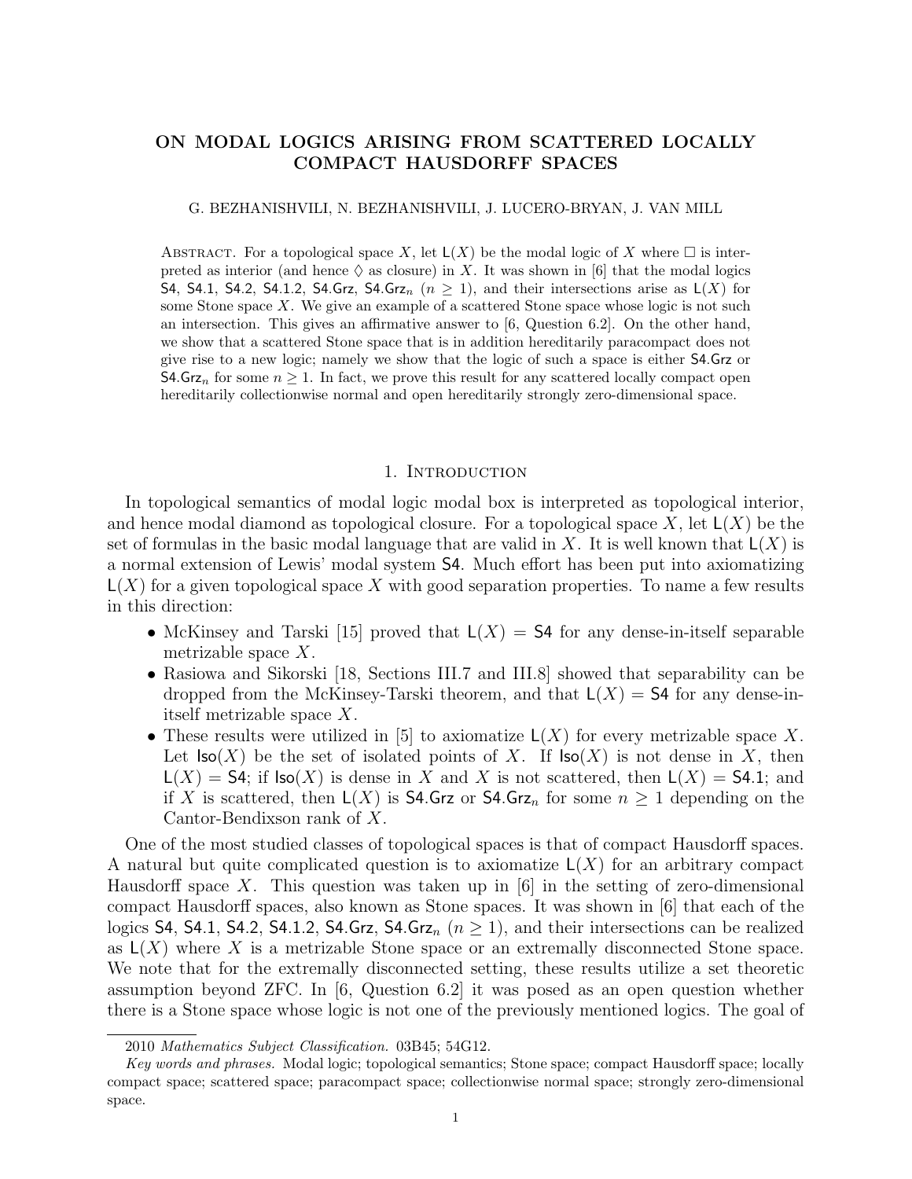# ON MODAL LOGICS ARISING FROM SCATTERED LOCALLY COMPACT HAUSDORFF SPACES

G. BEZHANISHVILI, N. BEZHANISHVILI, J. LUCERO-BRYAN, J. VAN MILL

Abstract. For a topological space $X$, let $\mathsf{L}(X)$ be the modal logic of $X$ where $\Box$ is interpreted as interior (and hence $\Diamond$ as closure) in $X$. It was shown in [6] that the modal logics $\mathsf{S4}$, $\mathsf{S4.1}$, $\mathsf{S4.2}$, $\mathsf{S4.1.2}$, $\mathsf{S4.Grz}$, $\mathsf{S4.Grz}_n$ ($n \geq 1$), and their intersections arise as $\mathsf{L}(X)$ for some Stone space $X$. We give an example of a scattered Stone space whose logic is not such an intersection. This gives an affirmative answer to [6, Question 6.2]. On the other hand, we show that a scattered Stone space that is in addition hereditarily paracompact does not give rise to a new logic; namely we show that the logic of such a space is either $\mathsf{S4.Grz}$ or $\mathsf{S4.Grz}_n$ for some $n \geq 1$. In fact, we prove this result for any scattered locally compact open hereditarily collectionwise normal and open hereditarily strongly zero-dimensional space.

## 1. Introduction

In topological semantics of modal logic modal box is interpreted as topological interior, and hence modal diamond as topological closure. For a topological space $X$, let $\mathsf{L}(X)$ be the set of formulas in the basic modal language that are valid in $X$. It is well known that $\mathsf{L}(X)$ is a normal extension of Lewis' modal system $\mathsf{S4}$. Much effort has been put into axiomatizing $\mathsf{L}(X)$ for a given topological space $X$ with good separation properties. To name a few results in this direction:

- McKinsey and Tarski [15] proved that $\mathsf{L}(X) = \mathsf{S4}$ for any dense-in-itself separable metrizable space $X$.
- Rasiowa and Sikorski [18, Sections III.7 and III.8] showed that separability can be dropped from the McKinsey-Tarski theorem, and that $\mathsf{L}(X) = \mathsf{S4}$ for any dense-in-itself metrizable space $X$.
- These results were utilized in [5] to axiomatize $\mathsf{L}(X)$ for every metrizable space $X$. Let $\mathsf{Iso}(X)$ be the set of isolated points of $X$. If $\mathsf{Iso}(X)$ is not dense in $X$, then $\mathsf{L}(X) = \mathsf{S4}$; if $\mathsf{Iso}(X)$ is dense in $X$ and $X$ is not scattered, then $\mathsf{L}(X) = \mathsf{S4.1}$; and if $X$ is scattered, then $\mathsf{L}(X)$ is $\mathsf{S4.Grz}$ or $\mathsf{S4.Grz}_n$ for some $n \geq 1$ depending on the Cantor-Bendixson rank of $X$.

One of the most studied classes of topological spaces is that of compact Hausdorff spaces. A natural but quite complicated question is to axiomatize $\mathsf{L}(X)$ for an arbitrary compact Hausdorff space $X$. This question was taken up in [6] in the setting of zero-dimensional compact Hausdorff spaces, also known as Stone spaces. It was shown in [6] that each of the logics $\mathsf{S4}$, $\mathsf{S4.1}$, $\mathsf{S4.2}$, $\mathsf{S4.1.2}$, $\mathsf{S4.Grz}$, $\mathsf{S4.Grz}_n$ ($n \geq 1$), and their intersections can be realized as $\mathsf{L}(X)$ where $X$ is a metrizable Stone space or an extremally disconnected Stone space. We note that for the extremally disconnected setting, these results utilize a set theoretic assumption beyond ZFC. In [6, Question 6.2] it was posed as an open question whether there is a Stone space whose logic is not one of the previously mentioned logics. The goal of

2010 *Mathematics Subject Classification.* 03B45; 54G12.

*Key words and phrases.* Modal logic; topological semantics; Stone space; compact Hausdorff space; locally compact space; scattered space; paracompact space; collectionwise normal space; strongly zero-dimensional space.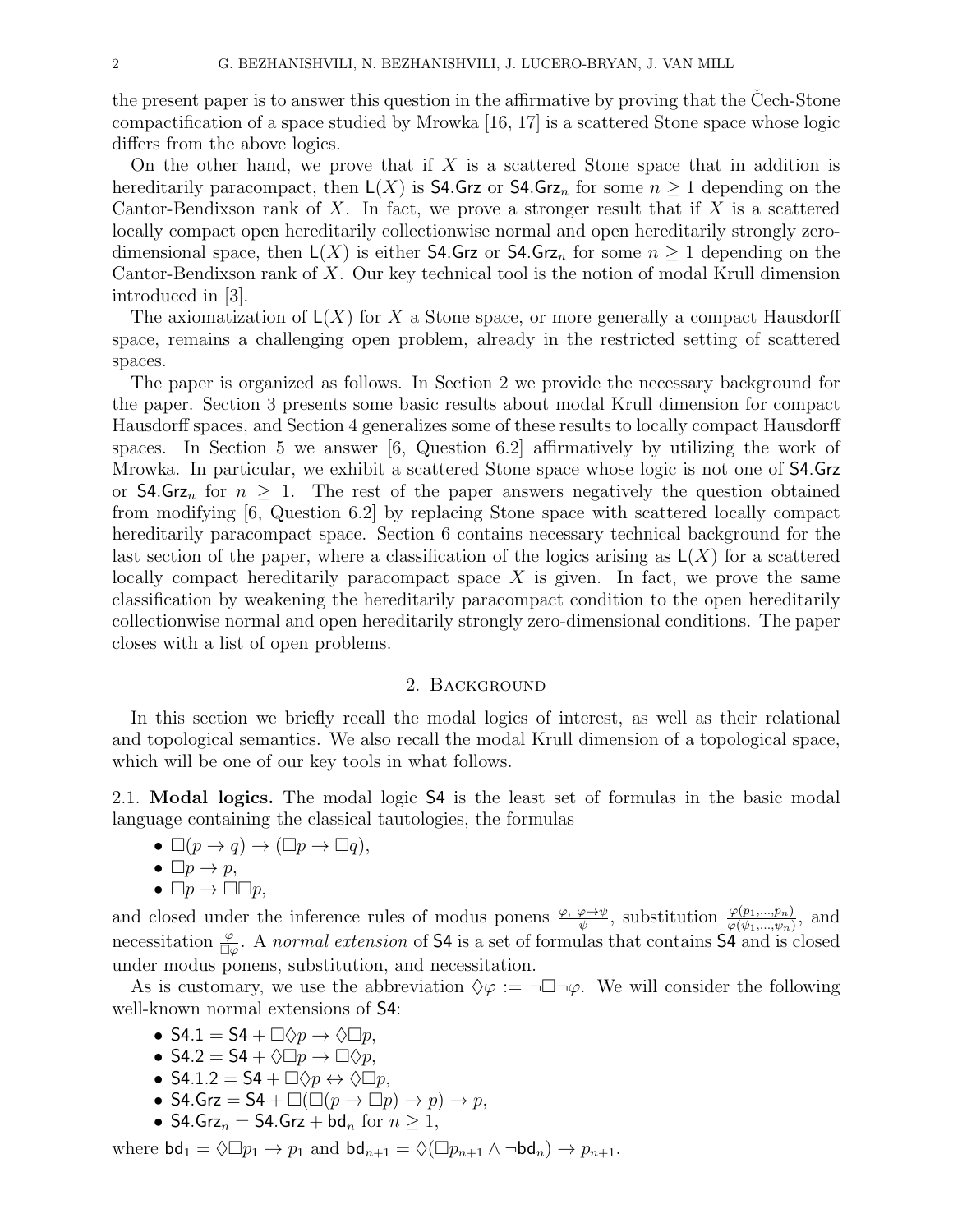the present paper is to answer this question in the affirmative by proving that the Čech-Stone compactification of a space studied by Mrowka [16, 17] is a scattered Stone space whose logic differs from the above logics.

On the other hand, we prove that if $X$ is a scattered Stone space that in addition is hereditarily paracompact, then $\mathsf{L}(X)$ is $\mathsf{S4.Grz}$ or $\mathsf{S4.Grz}_n$ for some $n \geq 1$ depending on the Cantor-Bendixson rank of $X$. In fact, we prove a stronger result that if $X$ is a scattered locally compact open hereditarily collectionwise normal and open hereditarily strongly zero-dimensional space, then $\mathsf{L}(X)$ is either $\mathsf{S4.Grz}$ or $\mathsf{S4.Grz}_n$ for some $n \geq 1$ depending on the Cantor-Bendixson rank of $X$. Our key technical tool is the notion of modal Krull dimension introduced in [3].

The axiomatization of $\mathsf{L}(X)$ for $X$ a Stone space, or more generally a compact Hausdorff space, remains a challenging open problem, already in the restricted setting of scattered spaces.

The paper is organized as follows. In Section 2 we provide the necessary background for the paper. Section 3 presents some basic results about modal Krull dimension for compact Hausdorff spaces, and Section 4 generalizes some of these results to locally compact Hausdorff spaces. In Section 5 we answer [6, Question 6.2] affirmatively by utilizing the work of Mrowka. In particular, we exhibit a scattered Stone space whose logic is not one of $\mathsf{S4.Grz}$ or $\mathsf{S4.Grz}_n$ for $n \geq 1$. The rest of the paper answers negatively the question obtained from modifying [6, Question 6.2] by replacing Stone space with scattered locally compact hereditarily paracompact space. Section 6 contains necessary technical background for the last section of the paper, where a classification of the logics arising as $\mathsf{L}(X)$ for a scattered locally compact hereditarily paracompact space $X$ is given. In fact, we prove the same classification by weakening the hereditarily paracompact condition to the open hereditarily collectionwise normal and open hereditarily strongly zero-dimensional conditions. The paper closes with a list of open problems.

## 2. Background

In this section we briefly recall the modal logics of interest, as well as their relational and topological semantics. We also recall the modal Krull dimension of a topological space, which will be one of our key tools in what follows.

**2.1. Modal logics.** The modal logic $\mathsf{S4}$ is the least set of formulas in the basic modal language containing the classical tautologies, the formulas

- $\Box(p \to q) \to (\Box p \to \Box q)$,
- $\Box p \to p$,
- $\Box p \to \Box\Box p$,

and closed under the inference rules of modus ponens $\frac{\varphi,\ \varphi \to \psi}{\psi}$, substitution $\frac{\varphi(p_1,\dots,p_n)}{\varphi(\psi_1,\dots,\psi_n)}$, and necessitation $\frac{\varphi}{\Box\varphi}$. A *normal extension* of $\mathsf{S4}$ is a set of formulas that contains $\mathsf{S4}$ and is closed under modus ponens, substitution, and necessitation.

As is customary, we use the abbreviation $\Diamond\varphi := \neg\Box\neg\varphi$. We will consider the following well-known normal extensions of $\mathsf{S4}$:

- $\mathsf{S4.1} = \mathsf{S4} + \Box\Diamond p \to \Diamond\Box p$,
- $\mathsf{S4.2} = \mathsf{S4} + \Diamond\Box p \to \Box\Diamond p$,
- $\mathsf{S4.1.2} = \mathsf{S4} + \Box\Diamond p \leftrightarrow \Diamond\Box p$,
- $\mathsf{S4.Grz} = \mathsf{S4} + \Box(\Box(p \to \Box p) \to p) \to p$,
- $\mathsf{S4.Grz}_n = \mathsf{S4.Grz} + \mathsf{bd}_n$ for $n \geq 1$,

where $\mathsf{bd}_1 = \Diamond\Box p_1 \to p_1$ and $\mathsf{bd}_{n+1} = \Diamond(\Box p_{n+1} \wedge \neg\mathsf{bd}_n) \to p_{n+1}$.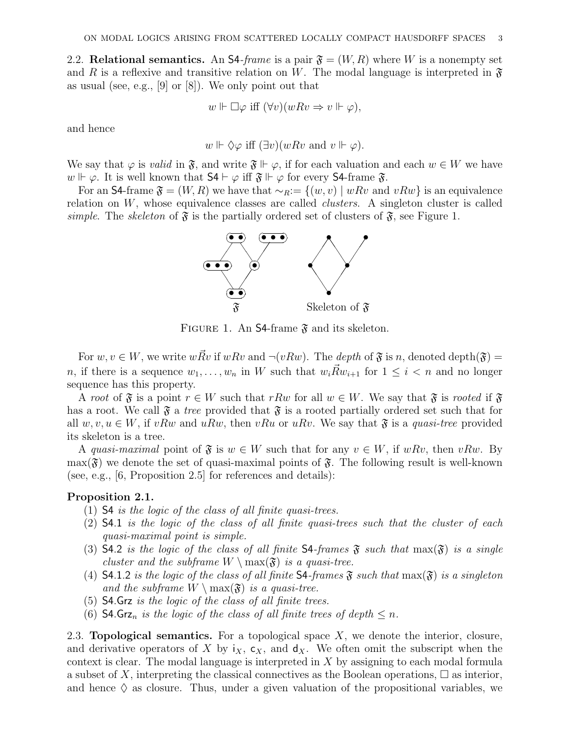**2.2. Relational semantics.** An S4-*frame* is a pair $\mathfrak{F} = (W, R)$ where $W$ is a nonempty set and $R$ is a reflexive and transitive relation on $W$. The modal language is interpreted in $\mathfrak{F}$ as usual (see, e.g., [9] or [8]). We only point out that

$$w \Vdash \Box\varphi \text{ iff } (\forall v)(wRv \Rightarrow v \Vdash \varphi),$$

and hence

$$w \Vdash \Diamond\varphi \text{ iff } (\exists v)(wRv \text{ and } v \Vdash \varphi).$$

We say that $\varphi$ is *valid* in $\mathfrak{F}$, and write $\mathfrak{F} \Vdash \varphi$, if for each valuation and each $w \in W$ we have $w \Vdash \varphi$. It is well known that $\mathsf{S4} \vdash \varphi$ iff $\mathfrak{F} \Vdash \varphi$ for every S4-frame $\mathfrak{F}$.

For an S4-frame $\mathfrak{F} = (W, R)$ we have that $\sim_R := \{(w, v) \mid wRv \text{ and } vRw\}$ is an equivalence relation on $W$, whose equivalence classes are called *clusters*. A singleton cluster is called *simple*. The *skeleton* of $\mathfrak{F}$ is the partially ordered set of clusters of $\mathfrak{F}$, see Figure 1.

$\mathfrak{F}$ Skeleton of $\mathfrak{F}$

Figure 1. An S4-frame $\mathfrak{F}$ and its skeleton.

For $w, v \in W$, we write $w\vec{R}v$ if $wRv$ and $\neg(vRw)$. The *depth* of $\mathfrak{F}$ is $n$, denoted $\mathrm{depth}(\mathfrak{F}) = n$, if there is a sequence $w_1, \dots, w_n$ in $W$ such that $w_i\vec{R}w_{i+1}$ for $1 \le i < n$ and no longer sequence has this property.

A *root* of $\mathfrak{F}$ is a point $r \in W$ such that $rRw$ for all $w \in W$. We say that $\mathfrak{F}$ is *rooted* if $\mathfrak{F}$ has a root. We call $\mathfrak{F}$ a *tree* provided that $\mathfrak{F}$ is a rooted partially ordered set such that for all $w, v, u \in W$, if $vRw$ and $uRw$, then $vRu$ or $uRv$. We say that $\mathfrak{F}$ is a *quasi-tree* provided its skeleton is a tree.

A *quasi-maximal* point of $\mathfrak{F}$ is $w \in W$ such that for any $v \in W$, if $wRv$, then $vRw$. By $\max(\mathfrak{F})$ we denote the set of quasi-maximal points of $\mathfrak{F}$. The following result is well-known (see, e.g., [6, Proposition 2.5] for references and details):

**Proposition 2.1.**

1. S4 *is the logic of the class of all finite quasi-trees.*
2. S4.1 *is the logic of the class of all finite quasi-trees such that the cluster of each quasi-maximal point is simple.*
3. S4.2 *is the logic of the class of all finite* S4*-frames* $\mathfrak{F}$ *such that* $\max(\mathfrak{F})$ *is a single cluster and the subframe* $W \setminus \max(\mathfrak{F})$ *is a quasi-tree.*
4. S4.1.2 *is the logic of the class of all finite* S4*-frames* $\mathfrak{F}$ *such that* $\max(\mathfrak{F})$ *is a singleton and the subframe* $W \setminus \max(\mathfrak{F})$ *is a quasi-tree.*
5. S4.Grz *is the logic of the class of all finite trees.*
6. $\mathsf{S4.Grz}_n$ *is the logic of the class of all finite trees of depth* $\le n$*.*

**2.3. Topological semantics.** For a topological space $X$, we denote the interior, closure, and derivative operators of $X$ by $\mathsf{i}_X$, $\mathsf{c}_X$, and $\mathsf{d}_X$. We often omit the subscript when the context is clear. The modal language is interpreted in $X$ by assigning to each modal formula a subset of $X$, interpreting the classical connectives as the Boolean operations, $\Box$ as interior, and hence $\Diamond$ as closure. Thus, under a given valuation of the propositional variables, we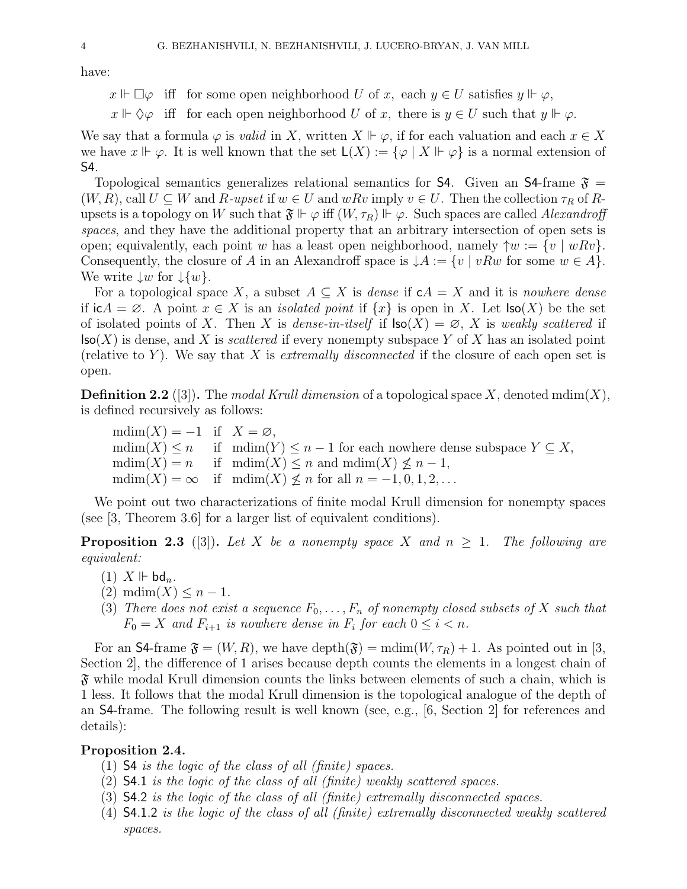have:

$$x \Vdash \Box\varphi \quad \text{iff} \quad \text{for some open neighborhood } U \text{ of } x, \text{ each } y \in U \text{ satisfies } y \Vdash \varphi,$$

$$x \Vdash \Diamond\varphi \quad \text{iff} \quad \text{for each open neighborhood } U \text{ of } x, \text{ there is } y \in U \text{ such that } y \Vdash \varphi.$$

We say that a formula $\varphi$ is *valid* in $X$, written $X \Vdash \varphi$, if for each valuation and each $x \in X$ we have $x \Vdash \varphi$. It is well known that the set $\mathsf{L}(X) := \{\varphi \mid X \Vdash \varphi\}$ is a normal extension of $\mathsf{S4}$.

Topological semantics generalizes relational semantics for $\mathsf{S4}$. Given an $\mathsf{S4}$-frame $\mathfrak{F} = (W, R)$, call $U \subseteq W$ and $R$-*upset* if $w \in U$ and $wRv$ imply $v \in U$. Then the collection $\tau_R$ of $R$-upsets is a topology on $W$ such that $\mathfrak{F} \Vdash \varphi$ iff $(W, \tau_R) \Vdash \varphi$. Such spaces are called *Alexandroff spaces*, and they have the additional property that an arbitrary intersection of open sets is open; equivalently, each point $w$ has a least open neighborhood, namely ${\uparrow}w := \{v \mid wRv\}$. Consequently, the closure of $A$ in an Alexandroff space is ${\downarrow}A := \{v \mid vRw \text{ for some } w \in A\}$. We write ${\downarrow}w$ for ${\downarrow}\{w\}$.

For a topological space $X$, a subset $A \subseteq X$ is *dense* if $\mathsf{c}A = X$ and it is *nowhere dense* if $\mathsf{ic}A = \varnothing$. A point $x \in X$ is an *isolated point* if $\{x\}$ is open in $X$. Let $\mathsf{Iso}(X)$ be the set of isolated points of $X$. Then $X$ is *dense-in-itself* if $\mathsf{Iso}(X) = \varnothing$, $X$ is *weakly scattered* if $\mathsf{Iso}(X)$ is dense, and $X$ is *scattered* if every nonempty subspace $Y$ of $X$ has an isolated point (relative to $Y$). We say that $X$ is *extremally disconnected* if the closure of each open set is open.

**Definition 2.2** ([3])**.** The *modal Krull dimension* of a topological space $X$, denoted $\mathrm{mdim}(X)$, is defined recursively as follows:

$$
\begin{array}{lll}
\mathrm{mdim}(X) = -1 & \text{if} & X = \varnothing, \\
\mathrm{mdim}(X) \le n & \text{if} & \mathrm{mdim}(Y) \le n-1 \text{ for each nowhere dense subspace } Y \subseteq X, \\
\mathrm{mdim}(X) = n & \text{if} & \mathrm{mdim}(X) \le n \text{ and } \mathrm{mdim}(X) \not\le n-1, \\
\mathrm{mdim}(X) = \infty & \text{if} & \mathrm{mdim}(X) \not\le n \text{ for all } n = -1, 0, 1, 2, \ldots
\end{array}
$$

We point out two characterizations of finite modal Krull dimension for nonempty spaces (see [3, Theorem 3.6] for a larger list of equivalent conditions).

**Proposition 2.3** ([3])**.** *Let $X$ be a nonempty space $X$ and $n \ge 1$. The following are equivalent:*

1. $X \Vdash \mathsf{bd}_n$.
2. $\mathrm{mdim}(X) \le n-1$.
3. *There does not exist a sequence $F_0, \ldots, F_n$ of nonempty closed subsets of $X$ such that $F_0 = X$ and $F_{i+1}$ is nowhere dense in $F_i$ for each $0 \le i < n$.*

For an $\mathsf{S4}$-frame $\mathfrak{F} = (W, R)$, we have $\mathrm{depth}(\mathfrak{F}) = \mathrm{mdim}(W, \tau_R) + 1$. As pointed out in [3, Section 2], the difference of 1 arises because depth counts the elements in a longest chain of $\mathfrak{F}$ while modal Krull dimension counts the links between elements of such a chain, which is 1 less. It follows that the modal Krull dimension is the topological analogue of the depth of an $\mathsf{S4}$-frame. The following result is well known (see, e.g., [6, Section 2] for references and details):

**Proposition 2.4.**

1. $\mathsf{S4}$ *is the logic of the class of all (finite) spaces.*
2. $\mathsf{S4.1}$ *is the logic of the class of all (finite) weakly scattered spaces.*
3. $\mathsf{S4.2}$ *is the logic of the class of all (finite) extremally disconnected spaces.*
4. $\mathsf{S4.1.2}$ *is the logic of the class of all (finite) extremally disconnected weakly scattered spaces.*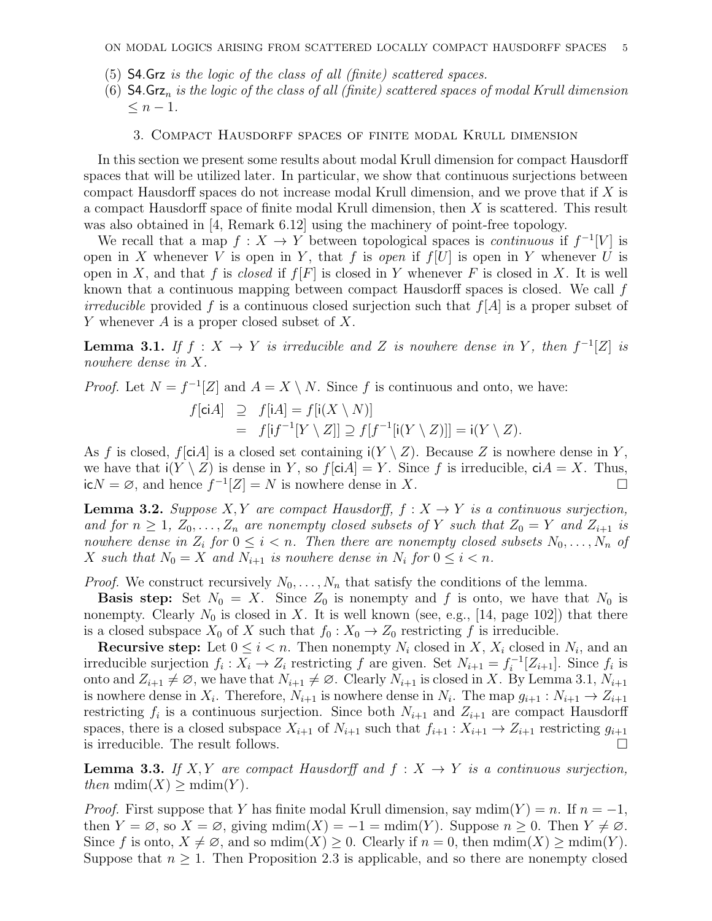(5) $\mathsf{S4.Grz}$ *is the logic of the class of all (finite) scattered spaces.*
(6) $\mathsf{S4.Grz}_n$ *is the logic of the class of all (finite) scattered spaces of modal Krull dimension* $\leq n-1$.

## 3. Compact Hausdorff spaces of finite modal Krull dimension

In this section we present some results about modal Krull dimension for compact Hausdorff spaces that will be utilized later. In particular, we show that continuous surjections between compact Hausdorff spaces do not increase modal Krull dimension, and we prove that if $X$ is a compact Hausdorff space of finite modal Krull dimension, then $X$ is scattered. This result was also obtained in [4, Remark 6.12] using the machinery of point-free topology.

We recall that a map $f : X \to Y$ between topological spaces is *continuous* if $f^{-1}[V]$ is open in $X$ whenever $V$ is open in $Y$, that $f$ is *open* if $f[U]$ is open in $Y$ whenever $U$ is open in $X$, and that $f$ is *closed* if $f[F]$ is closed in $Y$ whenever $F$ is closed in $X$. It is well known that a continuous mapping between compact Hausdorff spaces is closed. We call $f$ *irreducible* provided $f$ is a continuous closed surjection such that $f[A]$ is a proper subset of $Y$ whenever $A$ is a proper closed subset of $X$.

**Lemma 3.1.** *If $f : X \to Y$ is irreducible and $Z$ is nowhere dense in $Y$, then $f^{-1}[Z]$ is nowhere dense in $X$.*

*Proof.* Let $N = f^{-1}[Z]$ and $A = X \setminus N$. Since $f$ is continuous and onto, we have:

$$
\begin{aligned}
f[\mathsf{ci}A] &\supseteq f[\mathsf{i}A] = f[\mathsf{i}(X \setminus N)] \\
&= f[\mathsf{i}f^{-1}[Y \setminus Z]] \supseteq f[f^{-1}[\mathsf{i}(Y \setminus Z)]] = \mathsf{i}(Y \setminus Z).
\end{aligned}
$$

As $f$ is closed, $f[\mathsf{ci}A]$ is a closed set containing $\mathsf{i}(Y \setminus Z)$. Because $Z$ is nowhere dense in $Y$, we have that $\mathsf{i}(Y \setminus Z)$ is dense in $Y$, so $f[\mathsf{ci}A] = Y$. Since $f$ is irreducible, $\mathsf{ci}A = X$. Thus, $\mathsf{ic}N = \varnothing$, and hence $f^{-1}[Z] = N$ is nowhere dense in $X$. □

**Lemma 3.2.** *Suppose $X, Y$ are compact Hausdorff, $f : X \to Y$ is a continuous surjection, and for $n \geq 1$, $Z_0, \dots, Z_n$ are nonempty closed subsets of $Y$ such that $Z_0 = Y$ and $Z_{i+1}$ is nowhere dense in $Z_i$ for $0 \leq i < n$. Then there are nonempty closed subsets $N_0, \dots, N_n$ of $X$ such that $N_0 = X$ and $N_{i+1}$ is nowhere dense in $N_i$ for $0 \leq i < n$.*

*Proof.* We construct recursively $N_0, \dots, N_n$ that satisfy the conditions of the lemma.

**Basis step:** Set $N_0 = X$. Since $Z_0$ is nonempty and $f$ is onto, we have that $N_0$ is nonempty. Clearly $N_0$ is closed in $X$. It is well known (see, e.g., [14, page 102]) that there is a closed subspace $X_0$ of $X$ such that $f_0 : X_0 \to Z_0$ restricting $f$ is irreducible.

**Recursive step:** Let $0 \leq i < n$. Then nonempty $N_i$ closed in $X$, $X_i$ closed in $N_i$, and an irreducible surjection $f_i : X_i \to Z_i$ restricting $f$ are given. Set $N_{i+1} = f_i^{-1}[Z_{i+1}]$. Since $f_i$ is onto and $Z_{i+1} \neq \varnothing$, we have that $N_{i+1} \neq \varnothing$. Clearly $N_{i+1}$ is closed in $X$. By Lemma 3.1, $N_{i+1}$ is nowhere dense in $X_i$. Therefore, $N_{i+1}$ is nowhere dense in $N_i$. The map $g_{i+1} : N_{i+1} \to Z_{i+1}$ restricting $f_i$ is a continuous surjection. Since both $N_{i+1}$ and $Z_{i+1}$ are compact Hausdorff spaces, there is a closed subspace $X_{i+1}$ of $N_{i+1}$ such that $f_{i+1} : X_{i+1} \to Z_{i+1}$ restricting $g_{i+1}$ is irreducible. The result follows. □

**Lemma 3.3.** *If $X, Y$ are compact Hausdorff and $f : X \to Y$ is a continuous surjection, then* $\mathrm{mdim}(X) \geq \mathrm{mdim}(Y)$.

*Proof.* First suppose that $Y$ has finite modal Krull dimension, say $\mathrm{mdim}(Y) = n$. If $n = -1$, then $Y = \varnothing$, so $X = \varnothing$, giving $\mathrm{mdim}(X) = -1 = \mathrm{mdim}(Y)$. Suppose $n \geq 0$. Then $Y \neq \varnothing$. Since $f$ is onto, $X \neq \varnothing$, and so $\mathrm{mdim}(X) \geq 0$. Clearly if $n = 0$, then $\mathrm{mdim}(X) \geq \mathrm{mdim}(Y)$. Suppose that $n \geq 1$. Then Proposition 2.3 is applicable, and so there are nonempty closed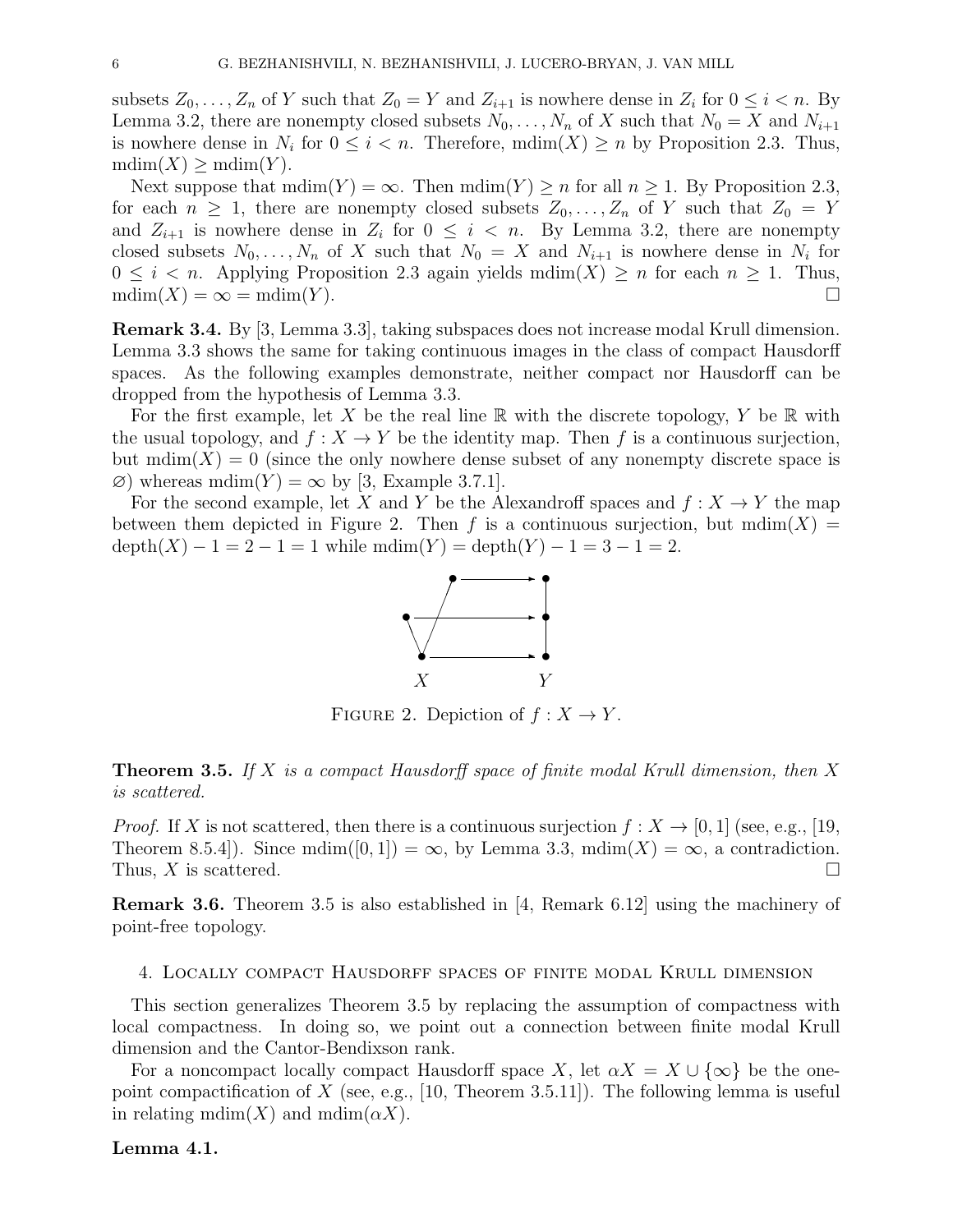subsets $Z_0, \dots, Z_n$ of $Y$ such that $Z_0 = Y$ and $Z_{i+1}$ is nowhere dense in $Z_i$ for $0 \le i < n$. By Lemma 3.2, there are nonempty closed subsets $N_0, \dots, N_n$ of $X$ such that $N_0 = X$ and $N_{i+1}$ is nowhere dense in $N_i$ for $0 \le i < n$. Therefore, $\mathrm{mdim}(X) \ge n$ by Proposition 2.3. Thus, $\mathrm{mdim}(X) \ge \mathrm{mdim}(Y)$.

Next suppose that $\mathrm{mdim}(Y) = \infty$. Then $\mathrm{mdim}(Y) \ge n$ for all $n \ge 1$. By Proposition 2.3, for each $n \ge 1$, there are nonempty closed subsets $Z_0, \dots, Z_n$ of $Y$ such that $Z_0 = Y$ and $Z_{i+1}$ is nowhere dense in $Z_i$ for $0 \le i < n$. By Lemma 3.2, there are nonempty closed subsets $N_0, \dots, N_n$ of $X$ such that $N_0 = X$ and $N_{i+1}$ is nowhere dense in $N_i$ for $0 \le i < n$. Applying Proposition 2.3 again yields $\mathrm{mdim}(X) \ge n$ for each $n \ge 1$. Thus, $\mathrm{mdim}(X) = \infty = \mathrm{mdim}(Y)$. □

**Remark 3.4.** By [3, Lemma 3.3], taking subspaces does not increase modal Krull dimension. Lemma 3.3 shows the same for taking continuous images in the class of compact Hausdorff spaces. As the following examples demonstrate, neither compact nor Hausdorff can be dropped from the hypothesis of Lemma 3.3.

For the first example, let $X$ be the real line $\mathbb{R}$ with the discrete topology, $Y$ be $\mathbb{R}$ with the usual topology, and $f : X \to Y$ be the identity map. Then $f$ is a continuous surjection, but $\mathrm{mdim}(X) = 0$ (since the only nowhere dense subset of any nonempty discrete space is $\varnothing$) whereas $\mathrm{mdim}(Y) = \infty$ by [3, Example 3.7.1].

For the second example, let $X$ and $Y$ be the Alexandroff spaces and $f : X \to Y$ the map between them depicted in Figure 2. Then $f$ is a continuous surjection, but $\mathrm{mdim}(X) = \mathrm{depth}(X) - 1 = 2 - 1 = 1$ while $\mathrm{mdim}(Y) = \mathrm{depth}(Y) - 1 = 3 - 1 = 2$.

FIGURE 2. Depiction of $f : X \to Y$.

**Theorem 3.5.** *If $X$ is a compact Hausdorff space of finite modal Krull dimension, then $X$ is scattered.*

*Proof.* If $X$ is not scattered, then there is a continuous surjection $f : X \to [0, 1]$ (see, e.g., [19, Theorem 8.5.4]). Since $\mathrm{mdim}([0, 1]) = \infty$, by Lemma 3.3, $\mathrm{mdim}(X) = \infty$, a contradiction. Thus, $X$ is scattered. □

**Remark 3.6.** Theorem 3.5 is also established in [4, Remark 6.12] using the machinery of point-free topology.

## 4. Locally compact Hausdorff spaces of finite modal Krull dimension

This section generalizes Theorem 3.5 by replacing the assumption of compactness with local compactness. In doing so, we point out a connection between finite modal Krull dimension and the Cantor-Bendixson rank.

For a noncompact locally compact Hausdorff space $X$, let $\alpha X = X \cup \{\infty\}$ be the one-point compactification of $X$ (see, e.g., [10, Theorem 3.5.11]). The following lemma is useful in relating $\mathrm{mdim}(X)$ and $\mathrm{mdim}(\alpha X)$.

**Lemma 4.1.**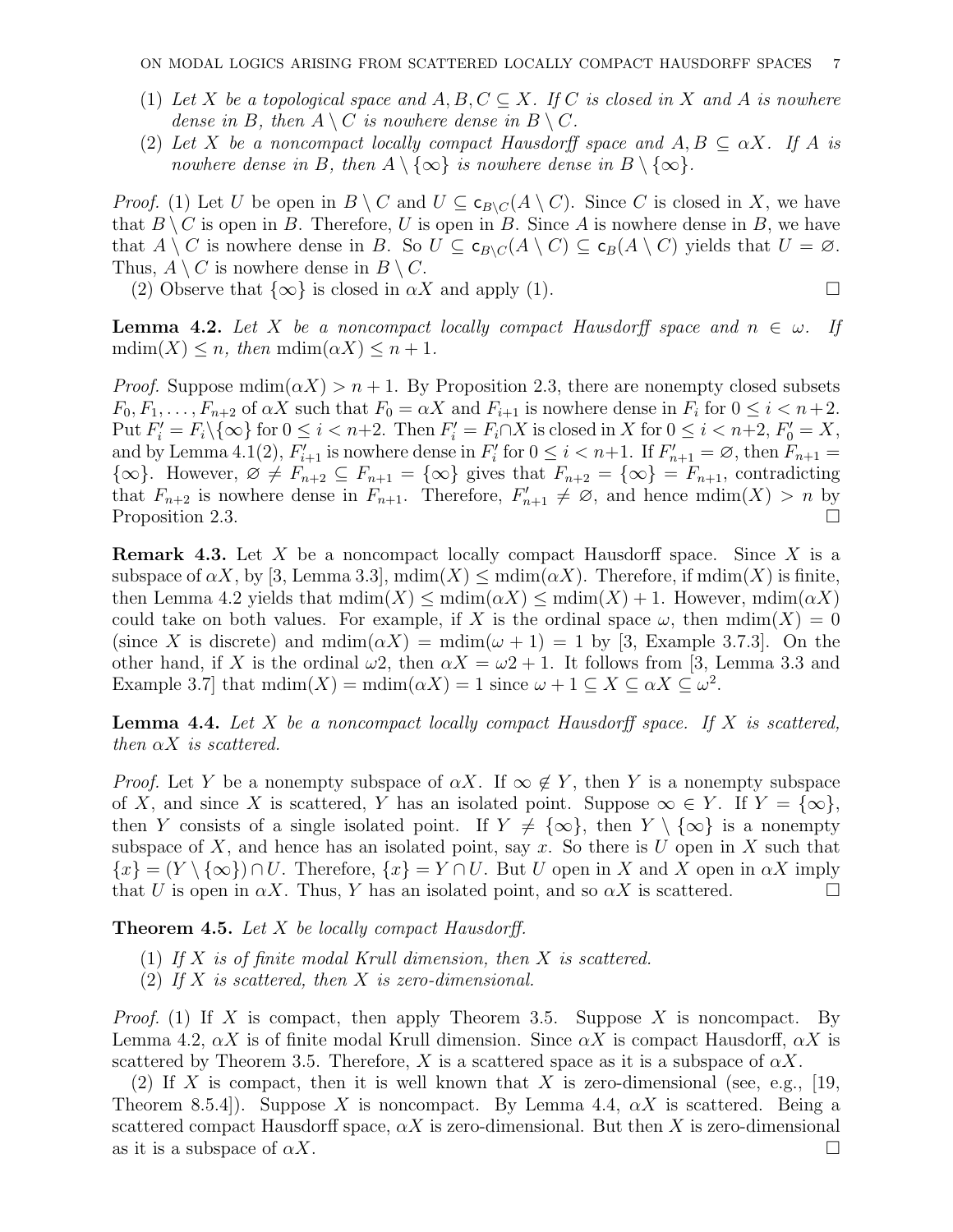(1) *Let $X$ be a topological space and $A, B, C \subseteq X$. If $C$ is closed in $X$ and $A$ is nowhere dense in $B$, then $A \setminus C$ is nowhere dense in $B \setminus C$.*

(2) *Let $X$ be a noncompact locally compact Hausdorff space and $A, B \subseteq \alpha X$. If $A$ is nowhere dense in $B$, then $A \setminus \{\infty\}$ is nowhere dense in $B \setminus \{\infty\}$.*

*Proof.* (1) Let $U$ be open in $B \setminus C$ and $U \subseteq \mathsf{c}_{B \setminus C}(A \setminus C)$. Since $C$ is closed in $X$, we have that $B \setminus C$ is open in $B$. Therefore, $U$ is open in $B$. Since $A$ is nowhere dense in $B$, we have that $A \setminus C$ is nowhere dense in $B$. So $U \subseteq \mathsf{c}_{B \setminus C}(A \setminus C) \subseteq \mathsf{c}_B(A \setminus C)$ yields that $U = \varnothing$. Thus, $A \setminus C$ is nowhere dense in $B \setminus C$.

(2) Observe that $\{\infty\}$ is closed in $\alpha X$ and apply (1). $\square$

**Lemma 4.2.** *Let $X$ be a noncompact locally compact Hausdorff space and $n \in \omega$. If $\operatorname{mdim}(X) \leq n$, then $\operatorname{mdim}(\alpha X) \leq n + 1$.*

*Proof.* Suppose $\operatorname{mdim}(\alpha X) > n + 1$. By Proposition 2.3, there are nonempty closed subsets $F_0, F_1, \ldots, F_{n+2}$ of $\alpha X$ such that $F_0 = \alpha X$ and $F_{i+1}$ is nowhere dense in $F_i$ for $0 \leq i < n+2$. Put $F'_i = F_i \setminus \{\infty\}$ for $0 \leq i < n+2$. Then $F'_i = F_i \cap X$ is closed in $X$ for $0 \leq i < n+2$, $F'_0 = X$, and by Lemma 4.1(2), $F'_{i+1}$ is nowhere dense in $F'_i$ for $0 \leq i < n+1$. If $F'_{n+1} = \varnothing$, then $F_{n+1} = \{\infty\}$. However, $\varnothing \neq F_{n+2} \subseteq F_{n+1} = \{\infty\}$ gives that $F_{n+2} = \{\infty\} = F_{n+1}$, contradicting that $F_{n+2}$ is nowhere dense in $F_{n+1}$. Therefore, $F'_{n+1} \neq \varnothing$, and hence $\operatorname{mdim}(X) > n$ by Proposition 2.3. $\square$

**Remark 4.3.** Let $X$ be a noncompact locally compact Hausdorff space. Since $X$ is a subspace of $\alpha X$, by [3, Lemma 3.3], $\operatorname{mdim}(X) \leq \operatorname{mdim}(\alpha X)$. Therefore, if $\operatorname{mdim}(X)$ is finite, then Lemma 4.2 yields that $\operatorname{mdim}(X) \leq \operatorname{mdim}(\alpha X) \leq \operatorname{mdim}(X) + 1$. However, $\operatorname{mdim}(\alpha X)$ could take on both values. For example, if $X$ is the ordinal space $\omega$, then $\operatorname{mdim}(X) = 0$ (since $X$ is discrete) and $\operatorname{mdim}(\alpha X) = \operatorname{mdim}(\omega + 1) = 1$ by [3, Example 3.7.3]. On the other hand, if $X$ is the ordinal $\omega 2$, then $\alpha X = \omega 2 + 1$. It follows from [3, Lemma 3.3 and Example 3.7] that $\operatorname{mdim}(X) = \operatorname{mdim}(\alpha X) = 1$ since $\omega + 1 \subseteq X \subseteq \alpha X \subseteq \omega^2$.

**Lemma 4.4.** *Let $X$ be a noncompact locally compact Hausdorff space. If $X$ is scattered, then $\alpha X$ is scattered.*

*Proof.* Let $Y$ be a nonempty subspace of $\alpha X$. If $\infty \notin Y$, then $Y$ is a nonempty subspace of $X$, and since $X$ is scattered, $Y$ has an isolated point. Suppose $\infty \in Y$. If $Y = \{\infty\}$, then $Y$ consists of a single isolated point. If $Y \neq \{\infty\}$, then $Y \setminus \{\infty\}$ is a nonempty subspace of $X$, and hence has an isolated point, say $x$. So there is $U$ open in $X$ such that $\{x\} = (Y \setminus \{\infty\}) \cap U$. Therefore, $\{x\} = Y \cap U$. But $U$ open in $X$ and $X$ open in $\alpha X$ imply that $U$ is open in $\alpha X$. Thus, $Y$ has an isolated point, and so $\alpha X$ is scattered. $\square$

**Theorem 4.5.** *Let $X$ be locally compact Hausdorff.*

(1) *If $X$ is of finite modal Krull dimension, then $X$ is scattered.*

(2) *If $X$ is scattered, then $X$ is zero-dimensional.*

*Proof.* (1) If $X$ is compact, then apply Theorem 3.5. Suppose $X$ is noncompact. By Lemma 4.2, $\alpha X$ is of finite modal Krull dimension. Since $\alpha X$ is compact Hausdorff, $\alpha X$ is scattered by Theorem 3.5. Therefore, $X$ is a scattered space as it is a subspace of $\alpha X$.

(2) If $X$ is compact, then it is well known that $X$ is zero-dimensional (see, e.g., [19, Theorem 8.5.4]). Suppose $X$ is noncompact. By Lemma 4.4, $\alpha X$ is scattered. Being a scattered compact Hausdorff space, $\alpha X$ is zero-dimensional. But then $X$ is zero-dimensional as it is a subspace of $\alpha X$. $\square$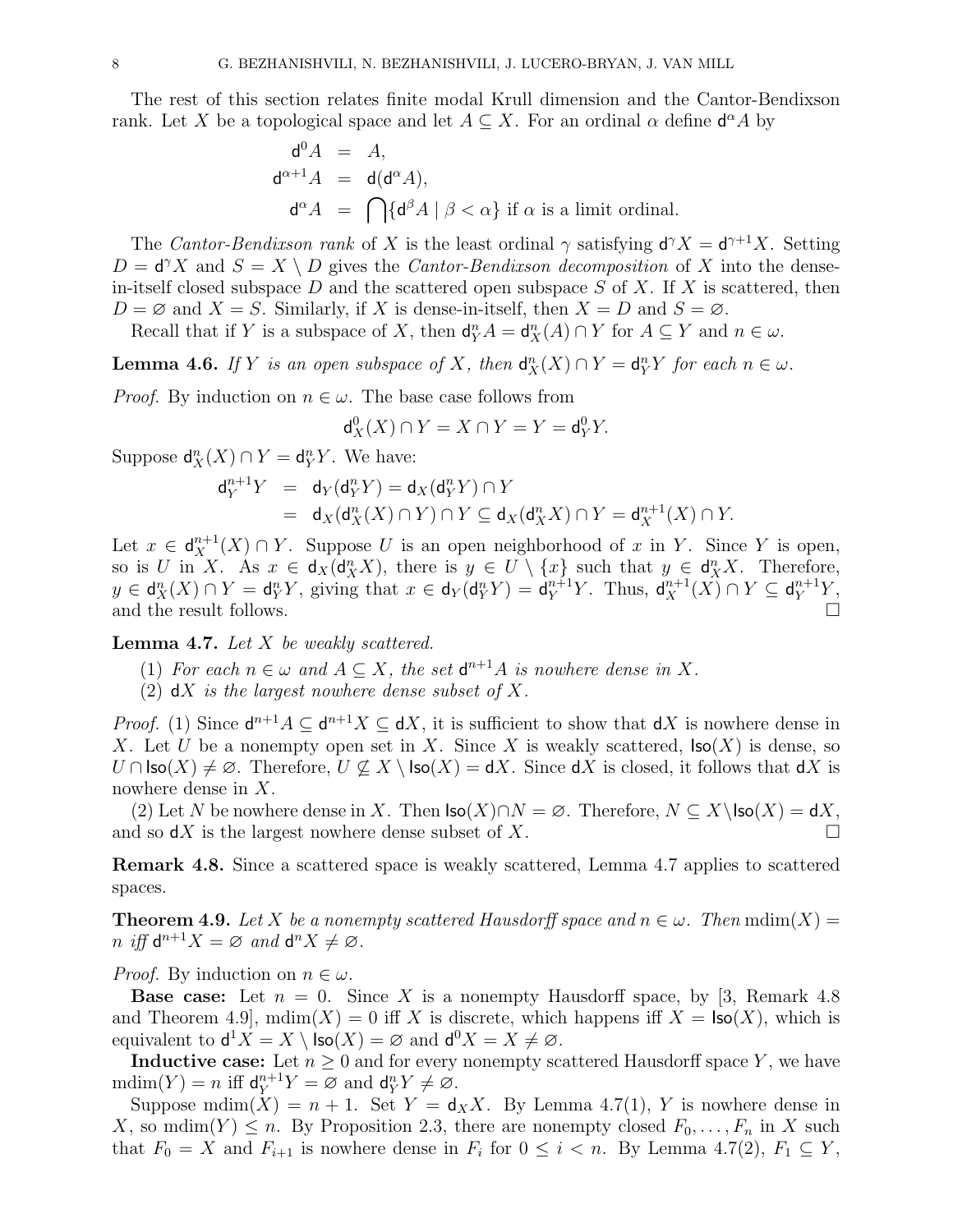The rest of this section relates finite modal Krull dimension and the Cantor-Bendixson rank. Let $X$ be a topological space and let $A \subseteq X$. For an ordinal $\alpha$ define $\mathsf{d}^\alpha A$ by

$$\begin{aligned}
\mathsf{d}^0 A &= A, \\
\mathsf{d}^{\alpha+1} A &= \mathsf{d}(\mathsf{d}^\alpha A), \\
\mathsf{d}^\alpha A &= \bigcap \{\mathsf{d}^\beta A \mid \beta < \alpha\} \text{ if } \alpha \text{ is a limit ordinal.}
\end{aligned}$$

The *Cantor-Bendixson rank* of $X$ is the least ordinal $\gamma$ satisfying $\mathsf{d}^\gamma X = \mathsf{d}^{\gamma+1} X$. Setting $D = \mathsf{d}^\gamma X$ and $S = X \setminus D$ gives the *Cantor-Bendixson decomposition* of $X$ into the dense-in-itself closed subspace $D$ and the scattered open subspace $S$ of $X$. If $X$ is scattered, then $D = \varnothing$ and $X = S$. Similarly, if $X$ is dense-in-itself, then $X = D$ and $S = \varnothing$.

Recall that if $Y$ is a subspace of $X$, then $\mathsf{d}^n_Y A = \mathsf{d}^n_X(A) \cap Y$ for $A \subseteq Y$ and $n \in \omega$.

**Lemma 4.6.** *If $Y$ is an open subspace of $X$, then $\mathsf{d}^n_X(X) \cap Y = \mathsf{d}^n_Y Y$ for each $n \in \omega$.*

*Proof.* By induction on $n \in \omega$. The base case follows from

$$\mathsf{d}^0_X(X) \cap Y = X \cap Y = Y = \mathsf{d}^0_Y Y.$$

Suppose $\mathsf{d}^n_X(X) \cap Y = \mathsf{d}^n_Y Y$. We have:

$$\begin{aligned}
\mathsf{d}^{n+1}_Y Y &= \mathsf{d}_Y(\mathsf{d}^n_Y Y) = \mathsf{d}_X(\mathsf{d}^n_Y Y) \cap Y \\
&= \mathsf{d}_X(\mathsf{d}^n_X(X) \cap Y) \cap Y \subseteq \mathsf{d}_X(\mathsf{d}^n_X X) \cap Y = \mathsf{d}^{n+1}_X(X) \cap Y.
\end{aligned}$$

Let $x \in \mathsf{d}^{n+1}_X(X) \cap Y$. Suppose $U$ is an open neighborhood of $x$ in $Y$. Since $Y$ is open, so is $U$ in $X$. As $x \in \mathsf{d}_X(\mathsf{d}^n_X X)$, there is $y \in U \setminus \{x\}$ such that $y \in \mathsf{d}^n_X X$. Therefore, $y \in \mathsf{d}^n_X(X) \cap Y = \mathsf{d}^n_Y Y$, giving that $x \in \mathsf{d}_Y(\mathsf{d}^n_Y Y) = \mathsf{d}^{n+1}_Y Y$. Thus, $\mathsf{d}^{n+1}_X(X) \cap Y \subseteq \mathsf{d}^{n+1}_Y Y$, and the result follows. $\square$

**Lemma 4.7.** *Let $X$ be weakly scattered.*

1. *For each $n \in \omega$ and $A \subseteq X$, the set $\mathsf{d}^{n+1} A$ is nowhere dense in $X$.*
2. *$\mathsf{d}X$ is the largest nowhere dense subset of $X$.*

*Proof.* (1) Since $\mathsf{d}^{n+1} A \subseteq \mathsf{d}^{n+1} X \subseteq \mathsf{d}X$, it is sufficient to show that $\mathsf{d}X$ is nowhere dense in $X$. Let $U$ be a nonempty open set in $X$. Since $X$ is weakly scattered, $\mathsf{Iso}(X)$ is dense, so $U \cap \mathsf{Iso}(X) \neq \varnothing$. Therefore, $U \not\subseteq X \setminus \mathsf{Iso}(X) = \mathsf{d}X$. Since $\mathsf{d}X$ is closed, it follows that $\mathsf{d}X$ is nowhere dense in $X$.

(2) Let $N$ be nowhere dense in $X$. Then $\mathsf{Iso}(X) \cap N = \varnothing$. Therefore, $N \subseteq X \setminus \mathsf{Iso}(X) = \mathsf{d}X$, and so $\mathsf{d}X$ is the largest nowhere dense subset of $X$. $\square$

**Remark 4.8.** Since a scattered space is weakly scattered, Lemma 4.7 applies to scattered spaces.

**Theorem 4.9.** *Let $X$ be a nonempty scattered Hausdorff space and $n \in \omega$. Then $\mathrm{mdim}(X) = n$ iff $\mathsf{d}^{n+1} X = \varnothing$ and $\mathsf{d}^n X \neq \varnothing$.*

*Proof.* By induction on $n \in \omega$.

**Base case:** Let $n = 0$. Since $X$ is a nonempty Hausdorff space, by [3, Remark 4.8 and Theorem 4.9], $\mathrm{mdim}(X) = 0$ iff $X$ is discrete, which happens iff $X = \mathsf{Iso}(X)$, which is equivalent to $\mathsf{d}^1 X = X \setminus \mathsf{Iso}(X) = \varnothing$ and $\mathsf{d}^0 X = X \neq \varnothing$.

**Inductive case:** Let $n \geq 0$ and for every nonempty scattered Hausdorff space $Y$, we have $\mathrm{mdim}(Y) = n$ iff $\mathsf{d}^{n+1}_Y Y = \varnothing$ and $\mathsf{d}^n_Y Y \neq \varnothing$.

Suppose $\mathrm{mdim}(X) = n+1$. Set $Y = \mathsf{d}_X X$. By Lemma 4.7(1), $Y$ is nowhere dense in $X$, so $\mathrm{mdim}(Y) \leq n$. By Proposition 2.3, there are nonempty closed $F_0, \dots, F_n$ in $X$ such that $F_0 = X$ and $F_{i+1}$ is nowhere dense in $F_i$ for $0 \leq i < n$. By Lemma 4.7(2), $F_1 \subseteq Y$,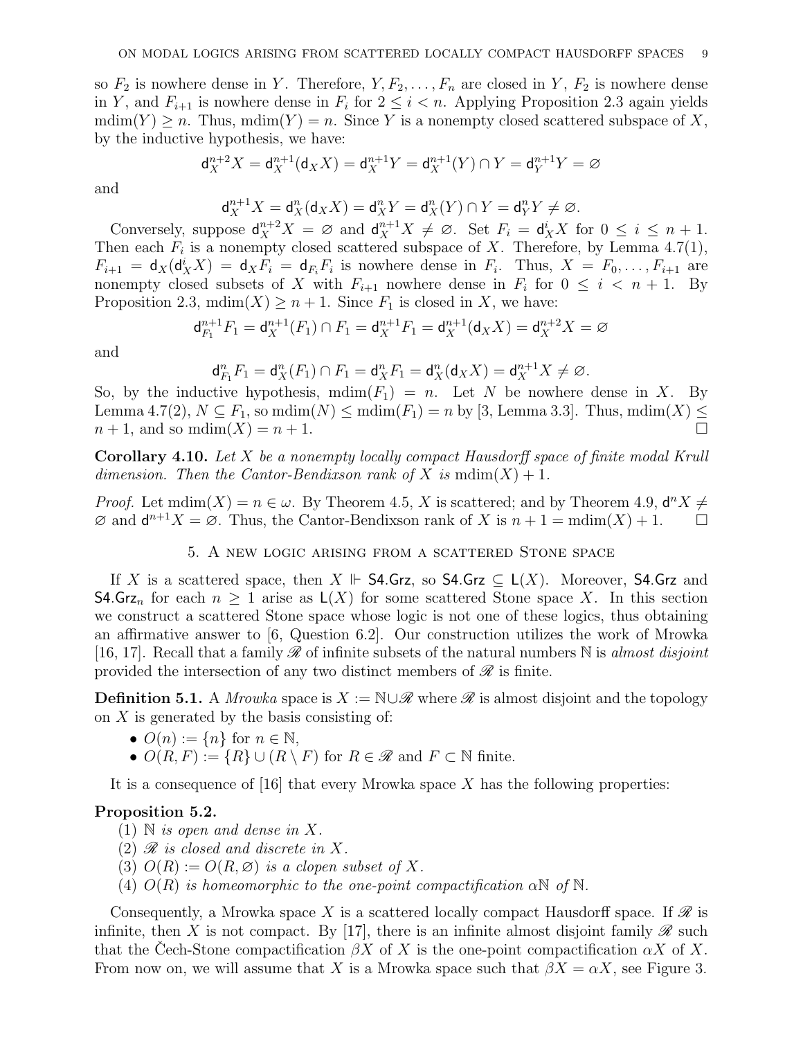so $F_2$ is nowhere dense in $Y$. Therefore, $Y, F_2, \dots, F_n$ are closed in $Y$, $F_2$ is nowhere dense in $Y$, and $F_{i+1}$ is nowhere dense in $F_i$ for $2 \le i < n$. Applying Proposition 2.3 again yields $\mathrm{mdim}(Y) \ge n$. Thus, $\mathrm{mdim}(Y) = n$. Since $Y$ is a nonempty closed scattered subspace of $X$, by the inductive hypothesis, we have:

$$\mathsf{d}_X^{n+2} X = \mathsf{d}_X^{n+1}(\mathsf{d}_X X) = \mathsf{d}_X^{n+1} Y = \mathsf{d}_X^{n+1}(Y) \cap Y = \mathsf{d}_Y^{n+1} Y = \varnothing$$

and

$$\mathsf{d}_X^{n+1} X = \mathsf{d}_X^{n}(\mathsf{d}_X X) = \mathsf{d}_X^{n} Y = \mathsf{d}_X^{n}(Y) \cap Y = \mathsf{d}_Y^{n} Y \neq \varnothing.$$

Conversely, suppose $\mathsf{d}_X^{n+2} X = \varnothing$ and $\mathsf{d}_X^{n+1} X \neq \varnothing$. Set $F_i = \mathsf{d}_X^i X$ for $0 \le i \le n+1$. Then each $F_i$ is a nonempty closed scattered subspace of $X$. Therefore, by Lemma 4.7(1), $F_{i+1} = \mathsf{d}_X(\mathsf{d}_X^i X) = \mathsf{d}_X F_i = \mathsf{d}_{F_i} F_i$ is nowhere dense in $F_i$. Thus, $X = F_0, \dots, F_{i+1}$ are nonempty closed subsets of $X$ with $F_{i+1}$ nowhere dense in $F_i$ for $0 \le i < n+1$. By Proposition 2.3, $\mathrm{mdim}(X) \ge n+1$. Since $F_1$ is closed in $X$, we have:

$$\mathsf{d}_{F_1}^{n+1} F_1 = \mathsf{d}_X^{n+1}(F_1) \cap F_1 = \mathsf{d}_X^{n+1} F_1 = \mathsf{d}_X^{n+1}(\mathsf{d}_X X) = \mathsf{d}_X^{n+2} X = \varnothing$$

and

$$\mathsf{d}_{F_1}^{n} F_1 = \mathsf{d}_X^{n}(F_1) \cap F_1 = \mathsf{d}_X^{n} F_1 = \mathsf{d}_X^{n}(\mathsf{d}_X X) = \mathsf{d}_X^{n+1} X \neq \varnothing.$$

So, by the inductive hypothesis, $\mathrm{mdim}(F_1) = n$. Let $N$ be nowhere dense in $X$. By Lemma 4.7(2), $N \subseteq F_1$, so $\mathrm{mdim}(N) \le \mathrm{mdim}(F_1) = n$ by [3, Lemma 3.3]. Thus, $\mathrm{mdim}(X) \le n+1$, and so $\mathrm{mdim}(X) = n+1$. □

**Corollary 4.10.** *Let $X$ be a nonempty locally compact Hausdorff space of finite modal Krull dimension. Then the Cantor-Bendixson rank of $X$ is $\mathrm{mdim}(X) + 1$.*

*Proof.* Let $\mathrm{mdim}(X) = n \in \omega$. By Theorem 4.5, $X$ is scattered; and by Theorem 4.9, $\mathsf{d}^n X \neq \varnothing$ and $\mathsf{d}^{n+1} X = \varnothing$. Thus, the Cantor-Bendixson rank of $X$ is $n + 1 = \mathrm{mdim}(X) + 1$. □

## 5. A new logic arising from a scattered Stone space

If $X$ is a scattered space, then $X \Vdash \mathsf{S4.Grz}$, so $\mathsf{S4.Grz} \subseteq \mathsf{L}(X)$. Moreover, $\mathsf{S4.Grz}$ and $\mathsf{S4.Grz}_n$ for each $n \ge 1$ arise as $\mathsf{L}(X)$ for some scattered Stone space $X$. In this section we construct a scattered Stone space whose logic is not one of these logics, thus obtaining an affirmative answer to [6, Question 6.2]. Our construction utilizes the work of Mrowka [16, 17]. Recall that a family $\mathscr{R}$ of infinite subsets of the natural numbers $\mathbb{N}$ is *almost disjoint* provided the intersection of any two distinct members of $\mathscr{R}$ is finite.

**Definition 5.1.** A *Mrowka* space is $X := \mathbb{N} \cup \mathscr{R}$ where $\mathscr{R}$ is almost disjoint and the topology on $X$ is generated by the basis consisting of:

- $O(n) := \{n\}$ for $n \in \mathbb{N}$,
- $O(R, F) := \{R\} \cup (R \setminus F)$ for $R \in \mathscr{R}$ and $F \subset \mathbb{N}$ finite.

It is a consequence of [16] that every Mrowka space $X$ has the following properties:

**Proposition 5.2.**

(1) *$\mathbb{N}$ is open and dense in $X$.*
(2) *$\mathscr{R}$ is closed and discrete in $X$.*
(3) *$O(R) := O(R, \varnothing)$ is a clopen subset of $X$.*
(4) *$O(R)$ is homeomorphic to the one-point compactification $\alpha\mathbb{N}$ of $\mathbb{N}$.*

Consequently, a Mrowka space $X$ is a scattered locally compact Hausdorff space. If $\mathscr{R}$ is infinite, then $X$ is not compact. By [17], there is an infinite almost disjoint family $\mathscr{R}$ such that the Čech-Stone compactification $\beta X$ of $X$ is the one-point compactification $\alpha X$ of $X$. From now on, we will assume that $X$ is a Mrowka space such that $\beta X = \alpha X$, see Figure 3.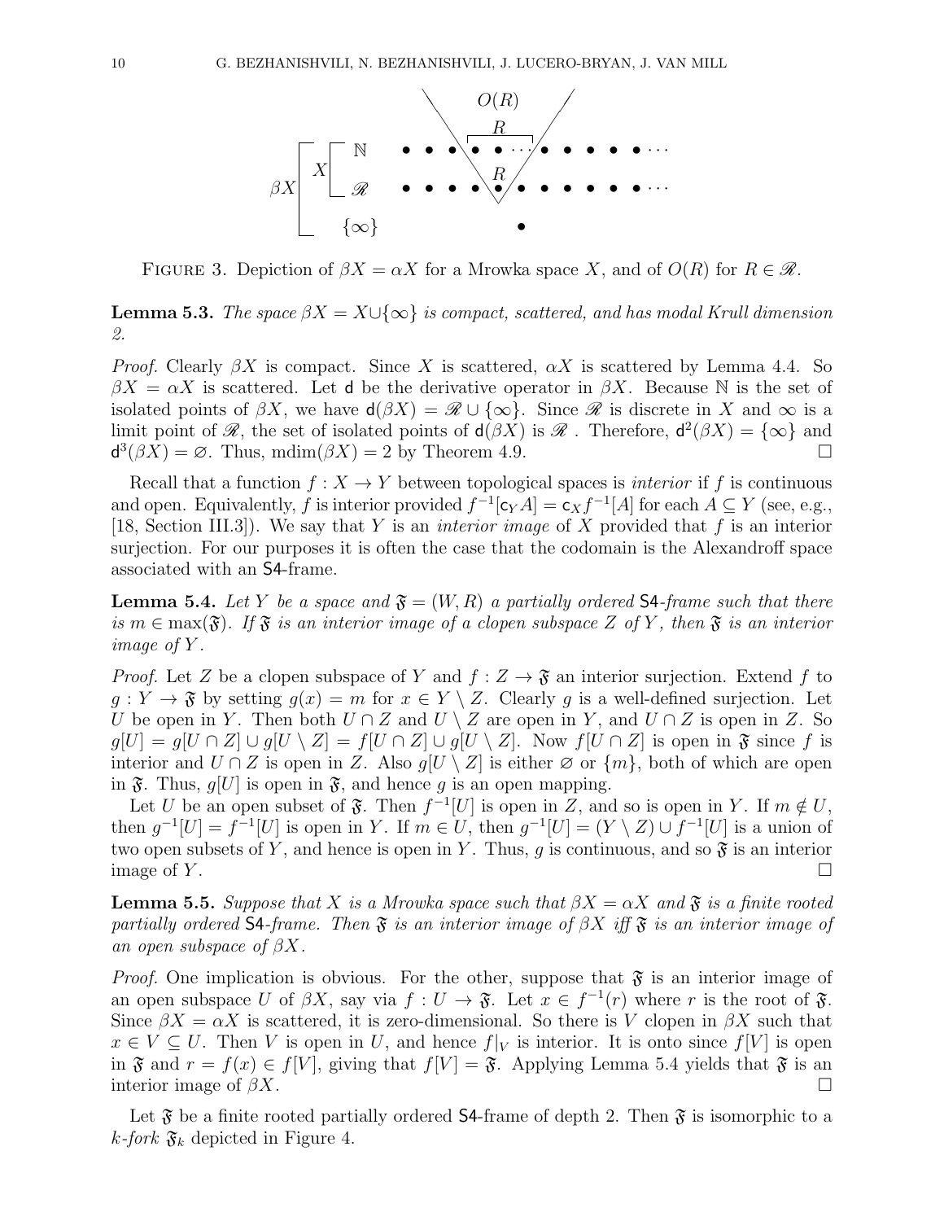FIGURE 3. Depiction of $\beta X = \alpha X$ for a Mrowka space $X$, and of $O(R)$ for $R \in \mathscr{R}$.

**Lemma 5.3.** *The space $\beta X = X \cup \{\infty\}$ is compact, scattered, and has modal Krull dimension 2.*

*Proof.* Clearly $\beta X$ is compact. Since $X$ is scattered, $\alpha X$ is scattered by Lemma 4.4. So $\beta X = \alpha X$ is scattered. Let $\mathsf{d}$ be the derivative operator in $\beta X$. Because $\mathbb{N}$ is the set of isolated points of $\beta X$, we have $\mathsf{d}(\beta X) = \mathscr{R} \cup \{\infty\}$. Since $\mathscr{R}$ is discrete in $X$ and $\infty$ is a limit point of $\mathscr{R}$, the set of isolated points of $\mathsf{d}(\beta X)$ is $\mathscr{R}$ . Therefore, $\mathsf{d}^2(\beta X) = \{\infty\}$ and $\mathsf{d}^3(\beta X) = \varnothing$. Thus, $\mathrm{mdim}(\beta X) = 2$ by Theorem 4.9. $\square$

Recall that a function $f : X \to Y$ between topological spaces is *interior* if $f$ is continuous and open. Equivalently, $f$ is interior provided $f^{-1}[\mathsf{c}_Y A] = \mathsf{c}_X f^{-1}[A]$ for each $A \subseteq Y$ (see, e.g., [18, Section III.3]). We say that $Y$ is an *interior image* of $X$ provided that $f$ is an interior surjection. For our purposes it is often the case that the codomain is the Alexandroff space associated with an $\mathsf{S4}$-frame.

**Lemma 5.4.** *Let $Y$ be a space and $\mathfrak{F} = (W, R)$ a partially ordered $\mathsf{S4}$-frame such that there is $m \in \max(\mathfrak{F})$. If $\mathfrak{F}$ is an interior image of a clopen subspace $Z$ of $Y$, then $\mathfrak{F}$ is an interior image of $Y$.*

*Proof.* Let $Z$ be a clopen subspace of $Y$ and $f : Z \to \mathfrak{F}$ an interior surjection. Extend $f$ to $g : Y \to \mathfrak{F}$ by setting $g(x) = m$ for $x \in Y \setminus Z$. Clearly $g$ is a well-defined surjection. Let $U$ be open in $Y$. Then both $U \cap Z$ and $U \setminus Z$ are open in $Y$, and $U \cap Z$ is open in $Z$. So $g[U] = g[U \cap Z] \cup g[U \setminus Z] = f[U \cap Z] \cup g[U \setminus Z]$. Now $f[U \cap Z]$ is open in $\mathfrak{F}$ since $f$ is interior and $U \cap Z$ is open in $Z$. Also $g[U \setminus Z]$ is either $\varnothing$ or $\{m\}$, both of which are open in $\mathfrak{F}$. Thus, $g[U]$ is open in $\mathfrak{F}$, and hence $g$ is an open mapping.

Let $U$ be an open subset of $\mathfrak{F}$. Then $f^{-1}[U]$ is open in $Z$, and so is open in $Y$. If $m \notin U$, then $g^{-1}[U] = f^{-1}[U]$ is open in $Y$. If $m \in U$, then $g^{-1}[U] = (Y \setminus Z) \cup f^{-1}[U]$ is a union of two open subsets of $Y$, and hence is open in $Y$. Thus, $g$ is continuous, and so $\mathfrak{F}$ is an interior image of $Y$. $\square$

**Lemma 5.5.** *Suppose that $X$ is a Mrowka space such that $\beta X = \alpha X$ and $\mathfrak{F}$ is a finite rooted partially ordered $\mathsf{S4}$-frame. Then $\mathfrak{F}$ is an interior image of $\beta X$ iff $\mathfrak{F}$ is an interior image of an open subspace of $\beta X$.*

*Proof.* One implication is obvious. For the other, suppose that $\mathfrak{F}$ is an interior image of an open subspace $U$ of $\beta X$, say via $f : U \to \mathfrak{F}$. Let $x \in f^{-1}(r)$ where $r$ is the root of $\mathfrak{F}$. Since $\beta X = \alpha X$ is scattered, it is zero-dimensional. So there is $V$ clopen in $\beta X$ such that $x \in V \subseteq U$. Then $V$ is open in $U$, and hence $f|_V$ is interior. It is onto since $f[V]$ is open in $\mathfrak{F}$ and $r = f(x) \in f[V]$, giving that $f[V] = \mathfrak{F}$. Applying Lemma 5.4 yields that $\mathfrak{F}$ is an interior image of $\beta X$. $\square$

Let $\mathfrak{F}$ be a finite rooted partially ordered $\mathsf{S4}$-frame of depth 2. Then $\mathfrak{F}$ is isomorphic to a *$k$-fork* $\mathfrak{F}_k$ depicted in Figure 4.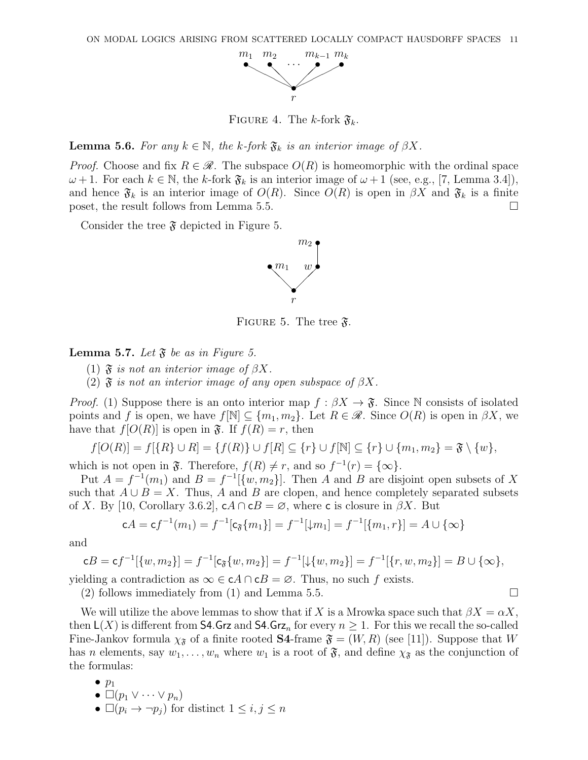FIGURE 4. The $k$-fork $\mathfrak{F}_k$.

**Lemma 5.6.** *For any $k \in \mathbb{N}$, the $k$-fork $\mathfrak{F}_k$ is an interior image of $\beta X$.*

*Proof.* Choose and fix $R \in \mathscr{R}$. The subspace $O(R)$ is homeomorphic with the ordinal space $\omega+1$. For each $k \in \mathbb{N}$, the $k$-fork $\mathfrak{F}_k$ is an interior image of $\omega+1$ (see, e.g., [7, Lemma 3.4]), and hence $\mathfrak{F}_k$ is an interior image of $O(R)$. Since $O(R)$ is open in $\beta X$ and $\mathfrak{F}_k$ is a finite poset, the result follows from Lemma 5.5. $\square$

Consider the tree $\mathfrak{F}$ depicted in Figure 5.

FIGURE 5. The tree $\mathfrak{F}$.

**Lemma 5.7.** *Let $\mathfrak{F}$ be as in Figure 5.*

1. *$\mathfrak{F}$ is not an interior image of $\beta X$.*
2. *$\mathfrak{F}$ is not an interior image of any open subspace of $\beta X$.*

*Proof.* (1) Suppose there is an onto interior map $f : \beta X \to \mathfrak{F}$. Since $\mathbb{N}$ consists of isolated points and $f$ is open, we have $f[\mathbb{N}] \subseteq \{m_1, m_2\}$. Let $R \in \mathscr{R}$. Since $O(R)$ is open in $\beta X$, we have that $f[O(R)]$ is open in $\mathfrak{F}$. If $f(R) = r$, then

$$f[O(R)] = f[\{R\} \cup R] = \{f(R)\} \cup f[R] \subseteq \{r\} \cup f[\mathbb{N}] \subseteq \{r\} \cup \{m_1, m_2\} = \mathfrak{F} \setminus \{w\},$$

which is not open in $\mathfrak{F}$. Therefore, $f(R) \neq r$, and so $f^{-1}(r) = \{\infty\}$.

Put $A = f^{-1}(m_1)$ and $B = f^{-1}[\{w, m_2\}]$. Then $A$ and $B$ are disjoint open subsets of $X$ such that $A \cup B = X$. Thus, $A$ and $B$ are clopen, and hence completely separated subsets of $X$. By [10, Corollary 3.6.2], $\mathsf{c}A \cap \mathsf{c}B = \varnothing$, where $\mathsf{c}$ is closure in $\beta X$. But

$$\mathsf{c}A = \mathsf{c}f^{-1}(m_1) = f^{-1}[\mathsf{c}_{\mathfrak{F}}\{m_1\}] = f^{-1}[{\downarrow} m_1] = f^{-1}[\{m_1, r\}] = A \cup \{\infty\}$$

and

$$\mathsf{c}B = \mathsf{c}f^{-1}[\{w, m_2\}] = f^{-1}[\mathsf{c}_{\mathfrak{F}}\{w, m_2\}] = f^{-1}[{\downarrow}\{w, m_2\}] = f^{-1}[\{r, w, m_2\}] = B \cup \{\infty\},$$

yielding a contradiction as $\infty \in \mathsf{c}A \cap \mathsf{c}B = \varnothing$. Thus, no such $f$ exists.

(2) follows immediately from (1) and Lemma 5.5. $\square$

We will utilize the above lemmas to show that if $X$ is a Mrowka space such that $\beta X = \alpha X$, then $\mathsf{L}(X)$ is different from $\mathsf{S4.Grz}$ and $\mathsf{S4.Grz}_n$ for every $n \geq 1$. For this we recall the so-called Fine-Jankov formula $\chi_{\mathfrak{F}}$ of a finite rooted **S4**-frame $\mathfrak{F} = (W, R)$ (see [11]). Suppose that $W$ has $n$ elements, say $w_1, \dots, w_n$ where $w_1$ is a root of $\mathfrak{F}$, and define $\chi_{\mathfrak{F}}$ as the conjunction of the formulas:

- $p_1$
- $\Box(p_1 \vee \cdots \vee p_n)$
- $\Box(p_i \to \neg p_j)$ for distinct $1 \leq i, j \leq n$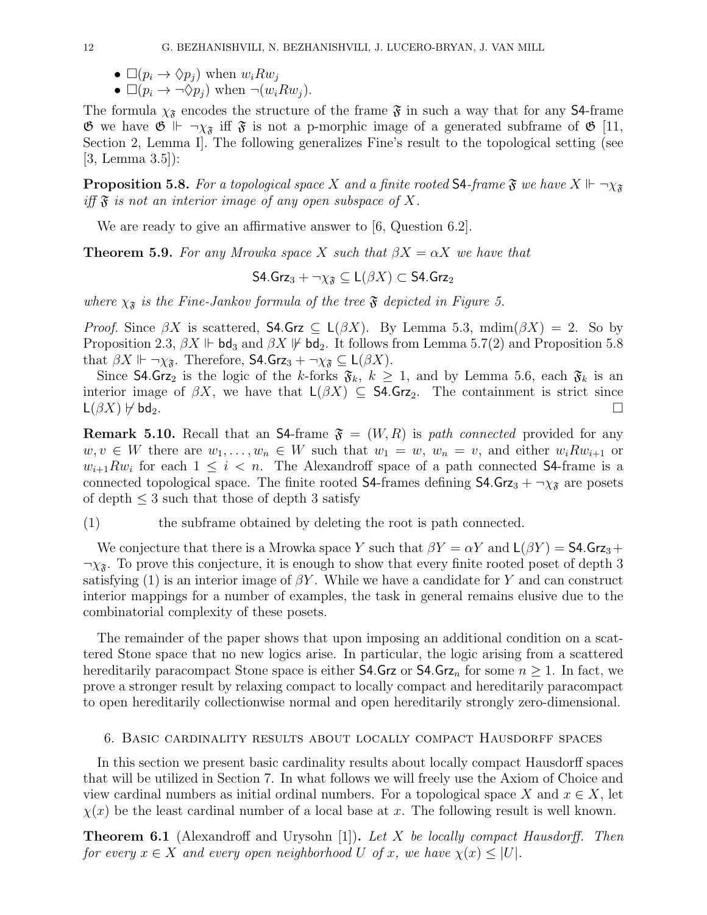- $\Box(p_i \to \Diamond p_j)$ when $w_i R w_j$
- $\Box(p_i \to \neg\Diamond p_j)$ when $\neg(w_i R w_j)$.

The formula $\chi_{\mathfrak{F}}$ encodes the structure of the frame $\mathfrak{F}$ in such a way that for any $\mathsf{S4}$-frame $\mathfrak{G}$ we have $\mathfrak{G} \Vdash \neg\chi_{\mathfrak{F}}$ iff $\mathfrak{F}$ is not a p-morphic image of a generated subframe of $\mathfrak{G}$ [11, Section 2, Lemma I]. The following generalizes Fine's result to the topological setting (see [3, Lemma 3.5]):

**Proposition 5.8.** *For a topological space $X$ and a finite rooted $\mathsf{S4}$-frame $\mathfrak{F}$ we have $X \Vdash \neg\chi_{\mathfrak{F}}$ iff $\mathfrak{F}$ is not an interior image of any open subspace of $X$.*

We are ready to give an affirmative answer to [6, Question 6.2].

**Theorem 5.9.** *For any Mrowka space $X$ such that $\beta X = \alpha X$ we have that*

$$\mathsf{S4.Grz}_3 + \neg\chi_{\mathfrak{F}} \subseteq \mathsf{L}(\beta X) \subset \mathsf{S4.Grz}_2$$

*where $\chi_{\mathfrak{F}}$ is the Fine-Jankov formula of the tree $\mathfrak{F}$ depicted in Figure 5.*

*Proof.* Since $\beta X$ is scattered, $\mathsf{S4.Grz} \subseteq \mathsf{L}(\beta X)$. By Lemma 5.3, $\mathrm{mdim}(\beta X) = 2$. So by Proposition 2.3, $\beta X \Vdash \mathsf{bd}_3$ and $\beta X \nVdash \mathsf{bd}_2$. It follows from Lemma 5.7(2) and Proposition 5.8 that $\beta X \Vdash \neg\chi_{\mathfrak{F}}$. Therefore, $\mathsf{S4.Grz}_3 + \neg\chi_{\mathfrak{F}} \subseteq \mathsf{L}(\beta X)$.

Since $\mathsf{S4.Grz}_2$ is the logic of the $k$-forks $\mathfrak{F}_k$, $k \geq 1$, and by Lemma 5.6, each $\mathfrak{F}_k$ is an interior image of $\beta X$, we have that $\mathsf{L}(\beta X) \subseteq \mathsf{S4.Grz}_2$. The containment is strict since $\mathsf{L}(\beta X) \nvdash \mathsf{bd}_2$. $\square$

**Remark 5.10.** Recall that an $\mathsf{S4}$-frame $\mathfrak{F} = (W, R)$ is *path connected* provided for any $w, v \in W$ there are $w_1, \ldots, w_n \in W$ such that $w_1 = w$, $w_n = v$, and either $w_i R w_{i+1}$ or $w_{i+1} R w_i$ for each $1 \leq i < n$. The Alexandroff space of a path connected $\mathsf{S4}$-frame is a connected topological space. The finite rooted $\mathsf{S4}$-frames defining $\mathsf{S4.Grz}_3 + \neg\chi_{\mathfrak{F}}$ are posets of depth $\leq 3$ such that those of depth 3 satisfy

(1) the subframe obtained by deleting the root is path connected.

We conjecture that there is a Mrowka space $Y$ such that $\beta Y = \alpha Y$ and $\mathsf{L}(\beta Y) = \mathsf{S4.Grz}_3 + \neg\chi_{\mathfrak{F}}$. To prove this conjecture, it is enough to show that every finite rooted poset of depth 3 satisfying (1) is an interior image of $\beta Y$. While we have a candidate for $Y$ and can construct interior mappings for a number of examples, the task in general remains elusive due to the combinatorial complexity of these posets.

The remainder of the paper shows that upon imposing an additional condition on a scattered Stone space that no new logics arise. In particular, the logic arising from a scattered hereditarily paracompact Stone space is either $\mathsf{S4.Grz}$ or $\mathsf{S4.Grz}_n$ for some $n \geq 1$. In fact, we prove a stronger result by relaxing compact to locally compact and hereditarily paracompact to open hereditarily collectionwise normal and open hereditarily strongly zero-dimensional.

## 6. Basic cardinality results about locally compact Hausdorff spaces

In this section we present basic cardinality results about locally compact Hausdorff spaces that will be utilized in Section 7. In what follows we will freely use the Axiom of Choice and view cardinal numbers as initial ordinal numbers. For a topological space $X$ and $x \in X$, let $\chi(x)$ be the least cardinal number of a local base at $x$. The following result is well known.

**Theorem 6.1** (Alexandroff and Urysohn [1])**.** *Let $X$ be locally compact Hausdorff. Then for every $x \in X$ and every open neighborhood $U$ of $x$, we have $\chi(x) \leq |U|$.*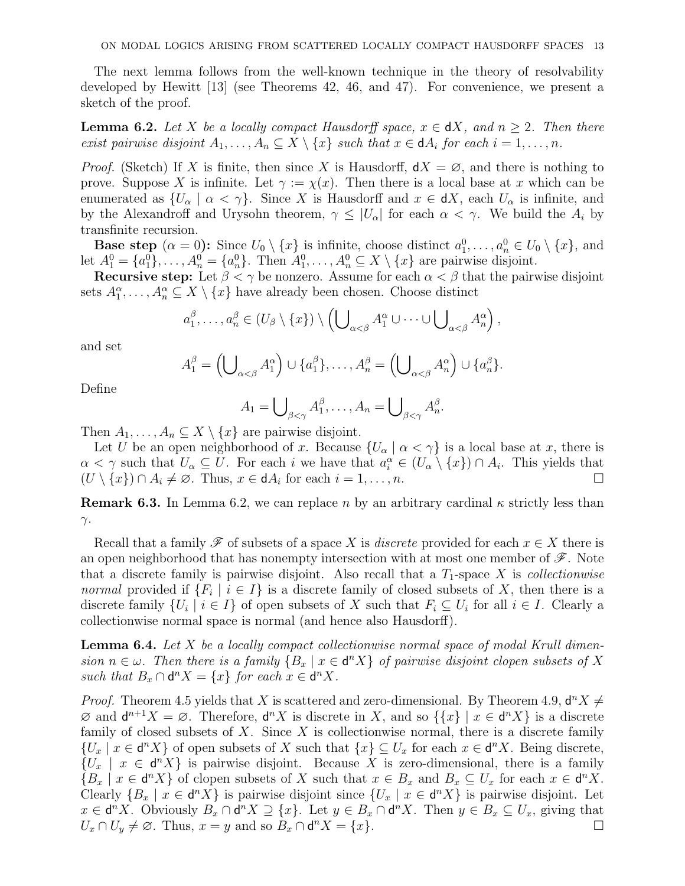The next lemma follows from the well-known technique in the theory of resolvability developed by Hewitt [13] (see Theorems 42, 46, and 47). For convenience, we present a sketch of the proof.

**Lemma 6.2.** *Let $X$ be a locally compact Hausdorff space, $x \in \mathsf{d}X$, and $n \geq 2$. Then there exist pairwise disjoint $A_1, \ldots, A_n \subseteq X \setminus \{x\}$ such that $x \in \mathsf{d}A_i$ for each $i = 1, \ldots, n$.*

*Proof.* (Sketch) If $X$ is finite, then since $X$ is Hausdorff, $\mathsf{d}X = \varnothing$, and there is nothing to prove. Suppose $X$ is infinite. Let $\gamma := \chi(x)$. Then there is a local base at $x$ which can be enumerated as $\{U_\alpha \mid \alpha < \gamma\}$. Since $X$ is Hausdorff and $x \in \mathsf{d}X$, each $U_\alpha$ is infinite, and by the Alexandroff and Urysohn theorem, $\gamma \leq |U_\alpha|$ for each $\alpha < \gamma$. We build the $A_i$ by transfinite recursion.

**Base step** ($\alpha = 0$)**:** Since $U_0 \setminus \{x\}$ is infinite, choose distinct $a_1^0, \ldots, a_n^0 \in U_0 \setminus \{x\}$, and let $A_1^0 = \{a_1^0\}, \ldots, A_n^0 = \{a_n^0\}$. Then $A_1^0, \ldots, A_n^0 \subseteq X \setminus \{x\}$ are pairwise disjoint.

**Recursive step:** Let $\beta < \gamma$ be nonzero. Assume for each $\alpha < \beta$ that the pairwise disjoint sets $A_1^\alpha, \ldots, A_n^\alpha \subseteq X \setminus \{x\}$ have already been chosen. Choose distinct

$$a_1^\beta, \ldots, a_n^\beta \in (U_\beta \setminus \{x\}) \setminus \left( \bigcup\nolimits_{\alpha<\beta} A_1^\alpha \cup \cdots \cup \bigcup\nolimits_{\alpha<\beta} A_n^\alpha \right),$$

and set

$$A_1^\beta = \left( \bigcup\nolimits_{\alpha<\beta} A_1^\alpha \right) \cup \{a_1^\beta\}, \ldots, A_n^\beta = \left( \bigcup\nolimits_{\alpha<\beta} A_n^\alpha \right) \cup \{a_n^\beta\}.$$

Define

$$A_1 = \bigcup\nolimits_{\beta<\gamma} A_1^\beta, \ldots, A_n = \bigcup\nolimits_{\beta<\gamma} A_n^\beta.$$

Then $A_1, \ldots, A_n \subseteq X \setminus \{x\}$ are pairwise disjoint.

Let $U$ be an open neighborhood of $x$. Because $\{U_\alpha \mid \alpha < \gamma\}$ is a local base at $x$, there is $\alpha < \gamma$ such that $U_\alpha \subseteq U$. For each $i$ we have that $a_i^\alpha \in (U_\alpha \setminus \{x\}) \cap A_i$. This yields that $(U \setminus \{x\}) \cap A_i \neq \varnothing$. Thus, $x \in \mathsf{d}A_i$ for each $i = 1, \ldots, n$. $\square$

**Remark 6.3.** In Lemma 6.2, we can replace $n$ by an arbitrary cardinal $\kappa$ strictly less than $\gamma$.

Recall that a family $\mathscr{F}$ of subsets of a space $X$ is *discrete* provided for each $x \in X$ there is an open neighborhood that has nonempty intersection with at most one member of $\mathscr{F}$. Note that a discrete family is pairwise disjoint. Also recall that a $T_1$-space $X$ is *collectionwise normal* provided if $\{F_i \mid i \in I\}$ is a discrete family of closed subsets of $X$, then there is a discrete family $\{U_i \mid i \in I\}$ of open subsets of $X$ such that $F_i \subseteq U_i$ for all $i \in I$. Clearly a collectionwise normal space is normal (and hence also Hausdorff).

**Lemma 6.4.** *Let $X$ be a locally compact collectionwise normal space of modal Krull dimension $n \in \omega$. Then there is a family $\{B_x \mid x \in \mathsf{d}^n X\}$ of pairwise disjoint clopen subsets of $X$ such that $B_x \cap \mathsf{d}^n X = \{x\}$ for each $x \in \mathsf{d}^n X$.*

*Proof.* Theorem 4.5 yields that $X$ is scattered and zero-dimensional. By Theorem 4.9, $\mathsf{d}^n X \neq \varnothing$ and $\mathsf{d}^{n+1} X = \varnothing$. Therefore, $\mathsf{d}^n X$ is discrete in $X$, and so $\{\{x\} \mid x \in \mathsf{d}^n X\}$ is a discrete family of closed subsets of $X$. Since $X$ is collectionwise normal, there is a discrete family $\{U_x \mid x \in \mathsf{d}^n X\}$ of open subsets of $X$ such that $\{x\} \subseteq U_x$ for each $x \in \mathsf{d}^n X$. Being discrete, $\{U_x \mid x \in \mathsf{d}^n X\}$ is pairwise disjoint. Because $X$ is zero-dimensional, there is a family $\{B_x \mid x \in \mathsf{d}^n X\}$ of clopen subsets of $X$ such that $x \in B_x$ and $B_x \subseteq U_x$ for each $x \in \mathsf{d}^n X$. Clearly $\{B_x \mid x \in \mathsf{d}^n X\}$ is pairwise disjoint since $\{U_x \mid x \in \mathsf{d}^n X\}$ is pairwise disjoint. Let $x \in \mathsf{d}^n X$. Obviously $B_x \cap \mathsf{d}^n X \supseteq \{x\}$. Let $y \in B_x \cap \mathsf{d}^n X$. Then $y \in B_x \subseteq U_x$, giving that $U_x \cap U_y \neq \varnothing$. Thus, $x = y$ and so $B_x \cap \mathsf{d}^n X = \{x\}$. $\square$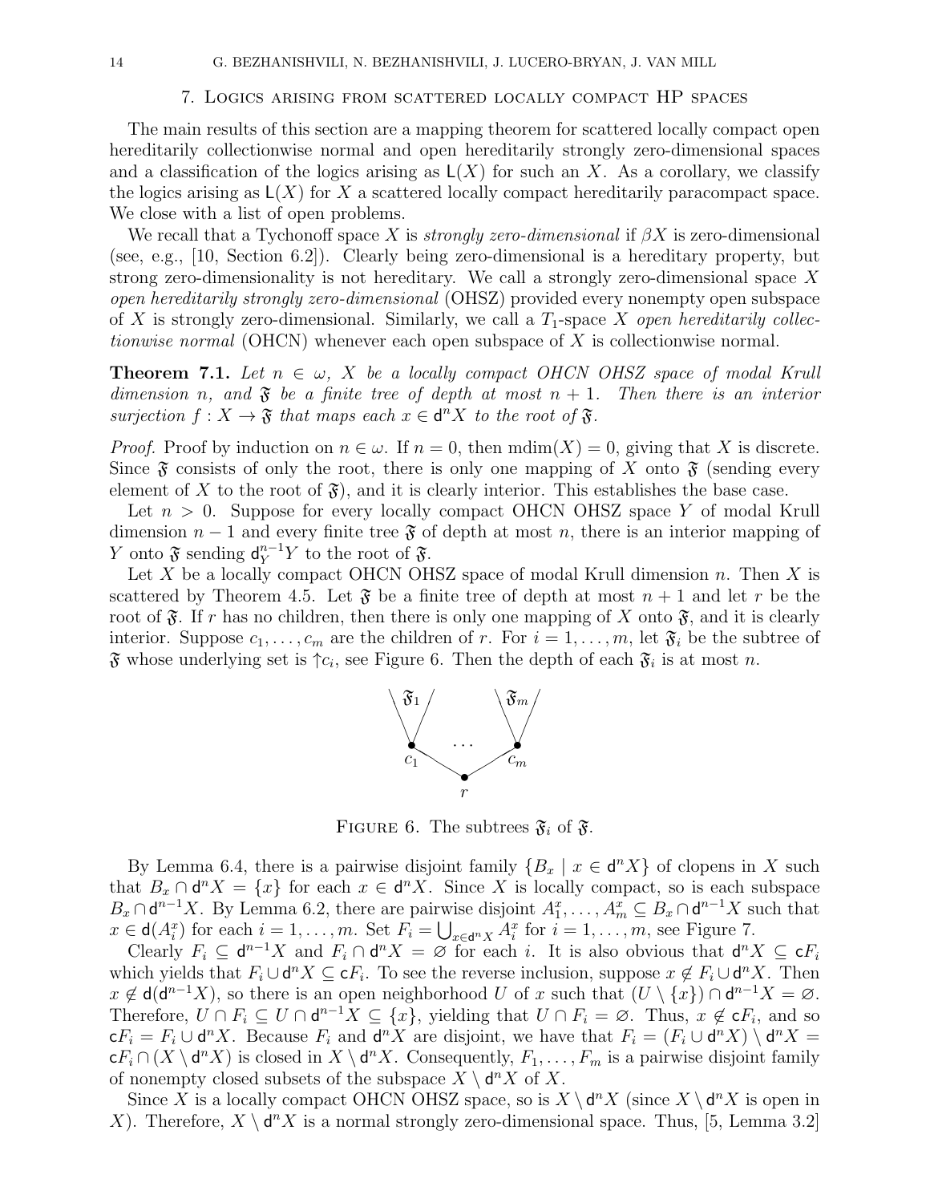## 7. Logics arising from scattered locally compact HP spaces

The main results of this section are a mapping theorem for scattered locally compact open hereditarily collectionwise normal and open hereditarily strongly zero-dimensional spaces and a classification of the logics arising as $\mathsf{L}(X)$ for such an $X$. As a corollary, we classify the logics arising as $\mathsf{L}(X)$ for $X$ a scattered locally compact hereditarily paracompact space. We close with a list of open problems.

We recall that a Tychonoff space $X$ is *strongly zero-dimensional* if $\beta X$ is zero-dimensional (see, e.g., [10, Section 6.2]). Clearly being zero-dimensional is a hereditary property, but strong zero-dimensionality is not hereditary. We call a strongly zero-dimensional space $X$ *open hereditarily strongly zero-dimensional* (OHSZ) provided every nonempty open subspace of $X$ is strongly zero-dimensional. Similarly, we call a $T_1$-space $X$ *open hereditarily collectionwise normal* (OHCN) whenever each open subspace of $X$ is collectionwise normal.

**Theorem 7.1.** *Let $n \in \omega$, $X$ be a locally compact OHCN OHSZ space of modal Krull dimension $n$, and $\mathfrak{F}$ be a finite tree of depth at most $n+1$. Then there is an interior surjection $f : X \to \mathfrak{F}$ that maps each $x \in \mathsf{d}^n X$ to the root of $\mathfrak{F}$.*

*Proof.* Proof by induction on $n \in \omega$. If $n = 0$, then $\mathrm{mdim}(X) = 0$, giving that $X$ is discrete. Since $\mathfrak{F}$ consists of only the root, there is only one mapping of $X$ onto $\mathfrak{F}$ (sending every element of $X$ to the root of $\mathfrak{F}$), and it is clearly interior. This establishes the base case.

Let $n > 0$. Suppose for every locally compact OHCN OHSZ space $Y$ of modal Krull dimension $n-1$ and every finite tree $\mathfrak{F}$ of depth at most $n$, there is an interior mapping of $Y$ onto $\mathfrak{F}$ sending $\mathsf{d}_Y^{n-1} Y$ to the root of $\mathfrak{F}$.

Let $X$ be a locally compact OHCN OHSZ space of modal Krull dimension $n$. Then $X$ is scattered by Theorem 4.5. Let $\mathfrak{F}$ be a finite tree of depth at most $n+1$ and let $r$ be the root of $\mathfrak{F}$. If $r$ has no children, then there is only one mapping of $X$ onto $\mathfrak{F}$, and it is clearly interior. Suppose $c_1, \ldots, c_m$ are the children of $r$. For $i = 1, \ldots, m$, let $\mathfrak{F}_i$ be the subtree of $\mathfrak{F}$ whose underlying set is ${\uparrow} c_i$, see Figure 6. Then the depth of each $\mathfrak{F}_i$ is at most $n$.

Figure 6. The subtrees $\mathfrak{F}_i$ of $\mathfrak{F}$.

By Lemma 6.4, there is a pairwise disjoint family $\{B_x \mid x \in \mathsf{d}^n X\}$ of clopens in $X$ such that $B_x \cap \mathsf{d}^n X = \{x\}$ for each $x \in \mathsf{d}^n X$. Since $X$ is locally compact, so is each subspace $B_x \cap \mathsf{d}^{n-1} X$. By Lemma 6.2, there are pairwise disjoint $A_1^x, \ldots, A_m^x \subseteq B_x \cap \mathsf{d}^{n-1} X$ such that $x \in \mathsf{d}(A_i^x)$ for each $i = 1, \ldots, m$. Set $F_i = \bigcup_{x \in \mathsf{d}^n X} A_i^x$ for $i = 1, \ldots, m$, see Figure 7.

Clearly $F_i \subseteq \mathsf{d}^{n-1} X$ and $F_i \cap \mathsf{d}^n X = \varnothing$ for each $i$. It is also obvious that $\mathsf{d}^n X \subseteq \mathsf{c} F_i$ which yields that $F_i \cup \mathsf{d}^n X \subseteq \mathsf{c} F_i$. To see the reverse inclusion, suppose $x \notin F_i \cup \mathsf{d}^n X$. Then $x \notin \mathsf{d}(\mathsf{d}^{n-1} X)$, so there is an open neighborhood $U$ of $x$ such that $(U \setminus \{x\}) \cap \mathsf{d}^{n-1} X = \varnothing$. Therefore, $U \cap F_i \subseteq U \cap \mathsf{d}^{n-1} X \subseteq \{x\}$, yielding that $U \cap F_i = \varnothing$. Thus, $x \notin \mathsf{c} F_i$, and so $\mathsf{c} F_i = F_i \cup \mathsf{d}^n X$. Because $F_i$ and $\mathsf{d}^n X$ are disjoint, we have that $F_i = (F_i \cup \mathsf{d}^n X) \setminus \mathsf{d}^n X = \mathsf{c} F_i \cap (X \setminus \mathsf{d}^n X)$ is closed in $X \setminus \mathsf{d}^n X$. Consequently, $F_1, \ldots, F_m$ is a pairwise disjoint family of nonempty closed subsets of the subspace $X \setminus \mathsf{d}^n X$ of $X$.

Since $X$ is a locally compact OHCN OHSZ space, so is $X \setminus \mathsf{d}^n X$ (since $X \setminus \mathsf{d}^n X$ is open in $X$). Therefore, $X \setminus \mathsf{d}^n X$ is a normal strongly zero-dimensional space. Thus, [5, Lemma 3.2]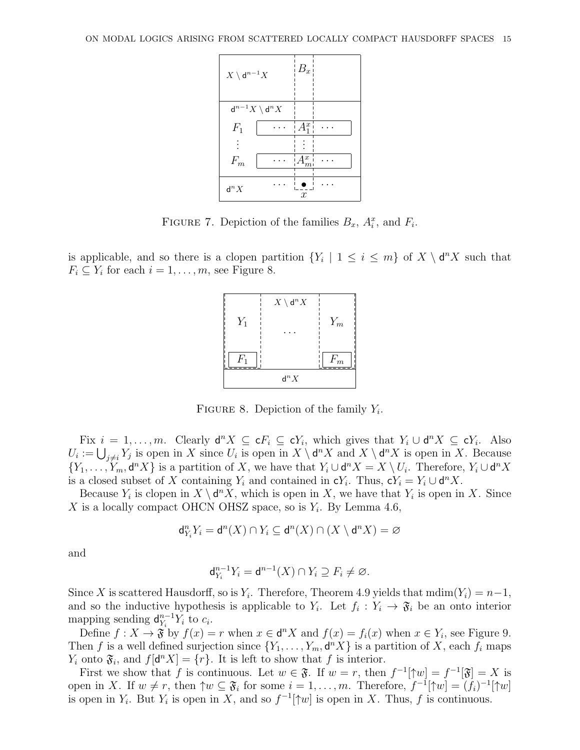FIGURE 7. Depiction of the families $B_x$, $A_i^x$, and $F_i$.

is applicable, and so there is a clopen partition $\{Y_i \mid 1 \le i \le m\}$ of $X \setminus \mathsf{d}^n X$ such that $F_i \subseteq Y_i$ for each $i = 1, \ldots, m$, see Figure 8.

FIGURE 8. Depiction of the family $Y_i$.

Fix $i = 1, \ldots, m$. Clearly $\mathsf{d}^n X \subseteq \mathsf{c} F_i \subseteq \mathsf{c} Y_i$, which gives that $Y_i \cup \mathsf{d}^n X \subseteq \mathsf{c} Y_i$. Also $U_i := \bigcup_{j \ne i} Y_j$ is open in $X$ since $U_i$ is open in $X \setminus \mathsf{d}^n X$ and $X \setminus \mathsf{d}^n X$ is open in $X$. Because $\{Y_1, \ldots, Y_m, \mathsf{d}^n X\}$ is a partition of $X$, we have that $Y_i \cup \mathsf{d}^n X = X \setminus U_i$. Therefore, $Y_i \cup \mathsf{d}^n X$ is a closed subset of $X$ containing $Y_i$ and contained in $\mathsf{c} Y_i$. Thus, $\mathsf{c} Y_i = Y_i \cup \mathsf{d}^n X$.

Because $Y_i$ is clopen in $X \setminus \mathsf{d}^n X$, which is open in $X$, we have that $Y_i$ is open in $X$. Since $X$ is a locally compact OHCN OHSZ space, so is $Y_i$. By Lemma 4.6,

$$\mathsf{d}^n_{Y_i} Y_i = \mathsf{d}^n(X) \cap Y_i \subseteq \mathsf{d}^n(X) \cap (X \setminus \mathsf{d}^n X) = \varnothing$$

and

$$\mathsf{d}^{n-1}_{Y_i} Y_i = \mathsf{d}^{n-1}(X) \cap Y_i \supseteq F_i \ne \varnothing.$$

Since $X$ is scattered Hausdorff, so is $Y_i$. Therefore, Theorem 4.9 yields that $\mathrm{mdim}(Y_i) = n-1$, and so the inductive hypothesis is applicable to $Y_i$. Let $f_i : Y_i \to \mathfrak{F}_i$ be an onto interior mapping sending $\mathsf{d}^{n-1}_{Y_i} Y_i$ to $c_i$.

Define $f : X \to \mathfrak{F}$ by $f(x) = r$ when $x \in \mathsf{d}^n X$ and $f(x) = f_i(x)$ when $x \in Y_i$, see Figure 9. Then $f$ is a well defined surjection since $\{Y_1, \ldots, Y_m, \mathsf{d}^n X\}$ is a partition of $X$, each $f_i$ maps $Y_i$ onto $\mathfrak{F}_i$, and $f[\mathsf{d}^n X] = \{r\}$. It is left to show that $f$ is interior.

First we show that $f$ is continuous. Let $w \in \mathfrak{F}$. If $w = r$, then $f^{-1}[{\uparrow} w] = f^{-1}[\mathfrak{F}] = X$ is open in $X$. If $w \ne r$, then ${\uparrow} w \subseteq \mathfrak{F}_i$ for some $i = 1, \ldots, m$. Therefore, $f^{-1}[{\uparrow} w] = (f_i)^{-1}[{\uparrow} w]$ is open in $Y_i$. But $Y_i$ is open in $X$, and so $f^{-1}[{\uparrow} w]$ is open in $X$. Thus, $f$ is continuous.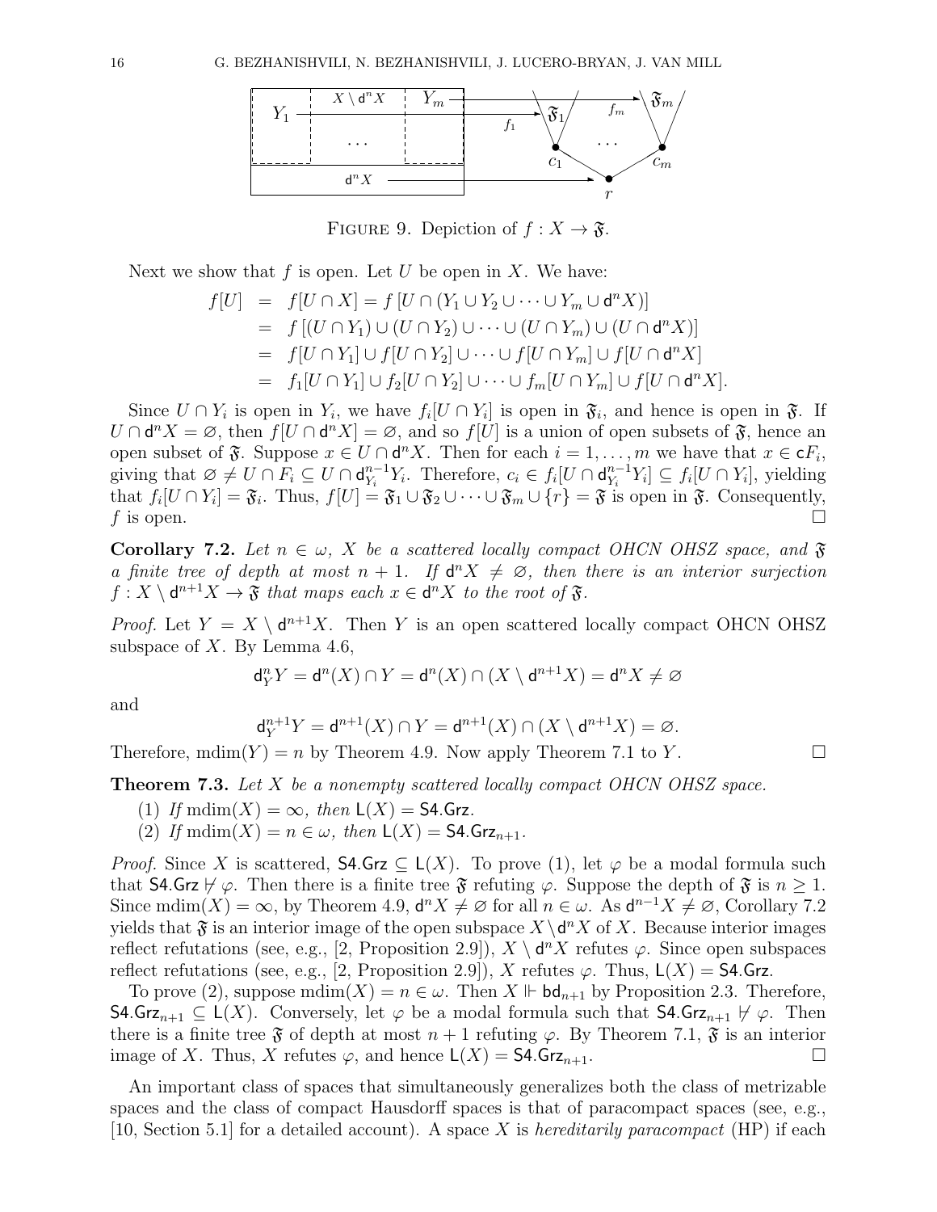FIGURE 9. Depiction of $f : X \to \mathfrak{F}$.

Next we show that $f$ is open. Let $U$ be open in $X$. We have:

$$
\begin{aligned}
f[U] &= f[U \cap X] = f[U \cap (Y_1 \cup Y_2 \cup \cdots \cup Y_m \cup \mathsf{d}^n X)] \\
&= f[(U \cap Y_1) \cup (U \cap Y_2) \cup \cdots \cup (U \cap Y_m) \cup (U \cap \mathsf{d}^n X)] \\
&= f[U \cap Y_1] \cup f[U \cap Y_2] \cup \cdots \cup f[U \cap Y_m] \cup f[U \cap \mathsf{d}^n X] \\
&= f_1[U \cap Y_1] \cup f_2[U \cap Y_2] \cup \cdots \cup f_m[U \cap Y_m] \cup f[U \cap \mathsf{d}^n X].
\end{aligned}
$$

Since $U \cap Y_i$ is open in $Y_i$, we have $f_i[U \cap Y_i]$ is open in $\mathfrak{F}_i$, and hence is open in $\mathfrak{F}$. If $U \cap \mathsf{d}^n X = \varnothing$, then $f[U \cap \mathsf{d}^n X] = \varnothing$, and so $f[U]$ is a union of open subsets of $\mathfrak{F}$, hence an open subset of $\mathfrak{F}$. Suppose $x \in U \cap \mathsf{d}^n X$. Then for each $i = 1, \ldots, m$ we have that $x \in \mathsf{c}F_i$, giving that $\varnothing \neq U \cap F_i \subseteq U \cap \mathsf{d}_{Y_i}^{n-1} Y_i$. Therefore, $c_i \in f_i[U \cap \mathsf{d}_{Y_i}^{n-1} Y_i] \subseteq f_i[U \cap Y_i]$, yielding that $f_i[U \cap Y_i] = \mathfrak{F}_i$. Thus, $f[U] = \mathfrak{F}_1 \cup \mathfrak{F}_2 \cup \cdots \cup \mathfrak{F}_m \cup \{r\} = \mathfrak{F}$ is open in $\mathfrak{F}$. Consequently, $f$ is open. $\square$

**Corollary 7.2.** *Let $n \in \omega$, $X$ be a scattered locally compact OHCN OHSZ space, and $\mathfrak{F}$ a finite tree of depth at most $n+1$. If $\mathsf{d}^n X \neq \varnothing$, then there is an interior surjection $f : X \setminus \mathsf{d}^{n+1} X \to \mathfrak{F}$ that maps each $x \in \mathsf{d}^n X$ to the root of $\mathfrak{F}$.*

*Proof.* Let $Y = X \setminus \mathsf{d}^{n+1} X$. Then $Y$ is an open scattered locally compact OHCN OHSZ subspace of $X$. By Lemma 4.6,

$$
\mathsf{d}_Y^n Y = \mathsf{d}^n(X) \cap Y = \mathsf{d}^n(X) \cap (X \setminus \mathsf{d}^{n+1} X) = \mathsf{d}^n X \neq \varnothing
$$

and

$$
\mathsf{d}_Y^{n+1} Y = \mathsf{d}^{n+1}(X) \cap Y = \mathsf{d}^{n+1}(X) \cap (X \setminus \mathsf{d}^{n+1} X) = \varnothing.
$$

Therefore, $\mathrm{mdim}(Y) = n$ by Theorem 4.9. Now apply Theorem 7.1 to $Y$. $\square$

**Theorem 7.3.** *Let $X$ be a nonempty scattered locally compact OHCN OHSZ space.*

1. *If $\mathrm{mdim}(X) = \infty$, then $\mathsf{L}(X) = \mathsf{S4.Grz}$.*
2. *If $\mathrm{mdim}(X) = n \in \omega$, then $\mathsf{L}(X) = \mathsf{S4.Grz}_{n+1}$.*

*Proof.* Since $X$ is scattered, $\mathsf{S4.Grz} \subseteq \mathsf{L}(X)$. To prove (1), let $\varphi$ be a modal formula such that $\mathsf{S4.Grz} \nvdash \varphi$. Then there is a finite tree $\mathfrak{F}$ refuting $\varphi$. Suppose the depth of $\mathfrak{F}$ is $n \geq 1$. Since $\mathrm{mdim}(X) = \infty$, by Theorem 4.9, $\mathsf{d}^n X \neq \varnothing$ for all $n \in \omega$. As $\mathsf{d}^{n-1} X \neq \varnothing$, Corollary 7.2 yields that $\mathfrak{F}$ is an interior image of the open subspace $X \setminus \mathsf{d}^n X$ of $X$. Because interior images reflect refutations (see, e.g., [2, Proposition 2.9]), $X \setminus \mathsf{d}^n X$ refutes $\varphi$. Since open subspaces reflect refutations (see, e.g., [2, Proposition 2.9]), $X$ refutes $\varphi$. Thus, $\mathsf{L}(X) = \mathsf{S4.Grz}$.

To prove (2), suppose $\mathrm{mdim}(X) = n \in \omega$. Then $X \Vdash \mathsf{bd}_{n+1}$ by Proposition 2.3. Therefore, $\mathsf{S4.Grz}_{n+1} \subseteq \mathsf{L}(X)$. Conversely, let $\varphi$ be a modal formula such that $\mathsf{S4.Grz}_{n+1} \nvdash \varphi$. Then there is a finite tree $\mathfrak{F}$ of depth at most $n+1$ refuting $\varphi$. By Theorem 7.1, $\mathfrak{F}$ is an interior image of $X$. Thus, $X$ refutes $\varphi$, and hence $\mathsf{L}(X) = \mathsf{S4.Grz}_{n+1}$. $\square$

An important class of spaces that simultaneously generalizes both the class of metrizable spaces and the class of compact Hausdorff spaces is that of paracompact spaces (see, e.g., [10, Section 5.1] for a detailed account). A space $X$ is *hereditarily paracompact* (HP) if each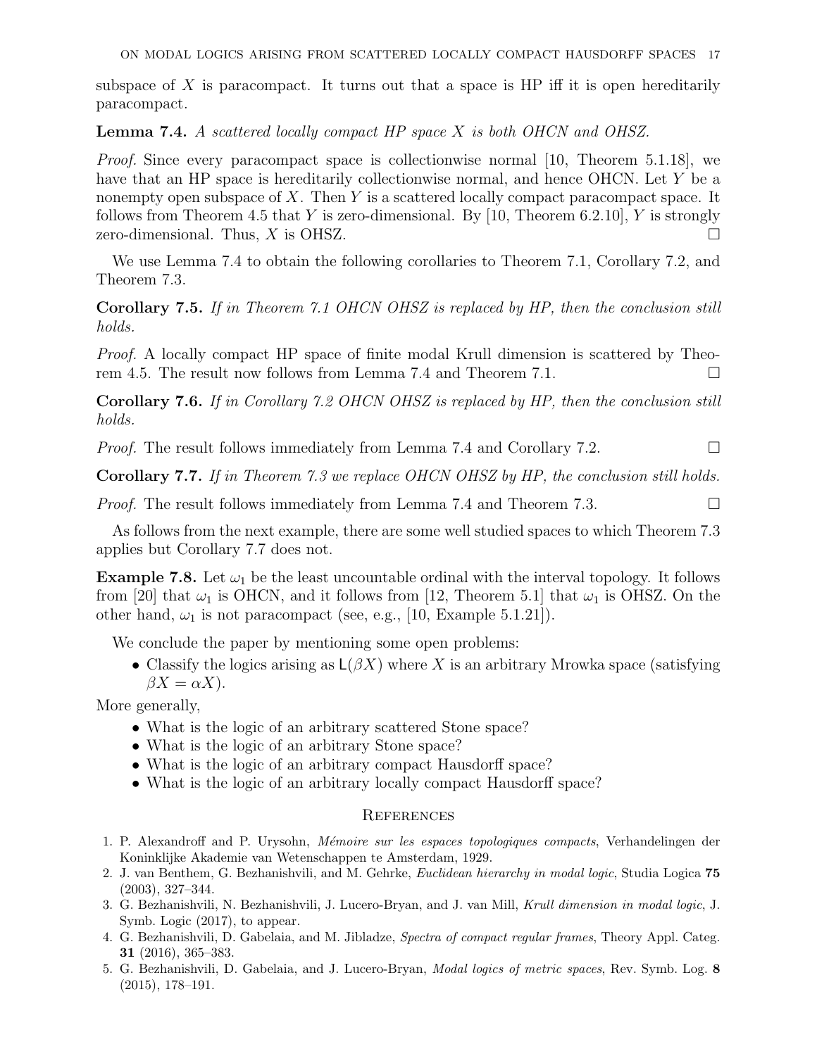subspace of $X$ is paracompact. It turns out that a space is HP iff it is open hereditarily paracompact.

**Lemma 7.4.** *A scattered locally compact HP space $X$ is both OHCN and OHSZ.*

*Proof.* Since every paracompact space is collectionwise normal [10, Theorem 5.1.18], we have that an HP space is hereditarily collectionwise normal, and hence OHCN. Let $Y$ be a nonempty open subspace of $X$. Then $Y$ is a scattered locally compact paracompact space. It follows from Theorem 4.5 that $Y$ is zero-dimensional. By [10, Theorem 6.2.10], $Y$ is strongly zero-dimensional. Thus, $X$ is OHSZ. ☐

We use Lemma 7.4 to obtain the following corollaries to Theorem 7.1, Corollary 7.2, and Theorem 7.3.

**Corollary 7.5.** *If in Theorem 7.1 OHCN OHSZ is replaced by HP, then the conclusion still holds.*

*Proof.* A locally compact HP space of finite modal Krull dimension is scattered by Theorem 4.5. The result now follows from Lemma 7.4 and Theorem 7.1. ☐

**Corollary 7.6.** *If in Corollary 7.2 OHCN OHSZ is replaced by HP, then the conclusion still holds.*

*Proof.* The result follows immediately from Lemma 7.4 and Corollary 7.2. ☐

**Corollary 7.7.** *If in Theorem 7.3 we replace OHCN OHSZ by HP, the conclusion still holds.*

*Proof.* The result follows immediately from Lemma 7.4 and Theorem 7.3. ☐

As follows from the next example, there are some well studied spaces to which Theorem 7.3 applies but Corollary 7.7 does not.

**Example 7.8.** Let $\omega_1$ be the least uncountable ordinal with the interval topology. It follows from [20] that $\omega_1$ is OHCN, and it follows from [12, Theorem 5.1] that $\omega_1$ is OHSZ. On the other hand, $\omega_1$ is not paracompact (see, e.g., [10, Example 5.1.21]).

We conclude the paper by mentioning some open problems:

- Classify the logics arising as $\mathsf{L}(\beta X)$ where $X$ is an arbitrary Mrowka space (satisfying $\beta X = \alpha X$).

More generally,

- What is the logic of an arbitrary scattered Stone space?
- What is the logic of an arbitrary Stone space?
- What is the logic of an arbitrary compact Hausdorff space?
- What is the logic of an arbitrary locally compact Hausdorff space?

## References

1. P. Alexandroff and P. Urysohn, *Mémoire sur les espaces topologiques compacts*, Verhandelingen der Koninklijke Akademie van Wetenschappen te Amsterdam, 1929.
2. J. van Benthem, G. Bezhanishvili, and M. Gehrke, *Euclidean hierarchy in modal logic*, Studia Logica **75** (2003), 327–344.
3. G. Bezhanishvili, N. Bezhanishvili, J. Lucero-Bryan, and J. van Mill, *Krull dimension in modal logic*, J. Symb. Logic (2017), to appear.
4. G. Bezhanishvili, D. Gabelaia, and M. Jibladze, *Spectra of compact regular frames*, Theory Appl. Categ. **31** (2016), 365–383.
5. G. Bezhanishvili, D. Gabelaia, and J. Lucero-Bryan, *Modal logics of metric spaces*, Rev. Symb. Log. **8** (2015), 178–191.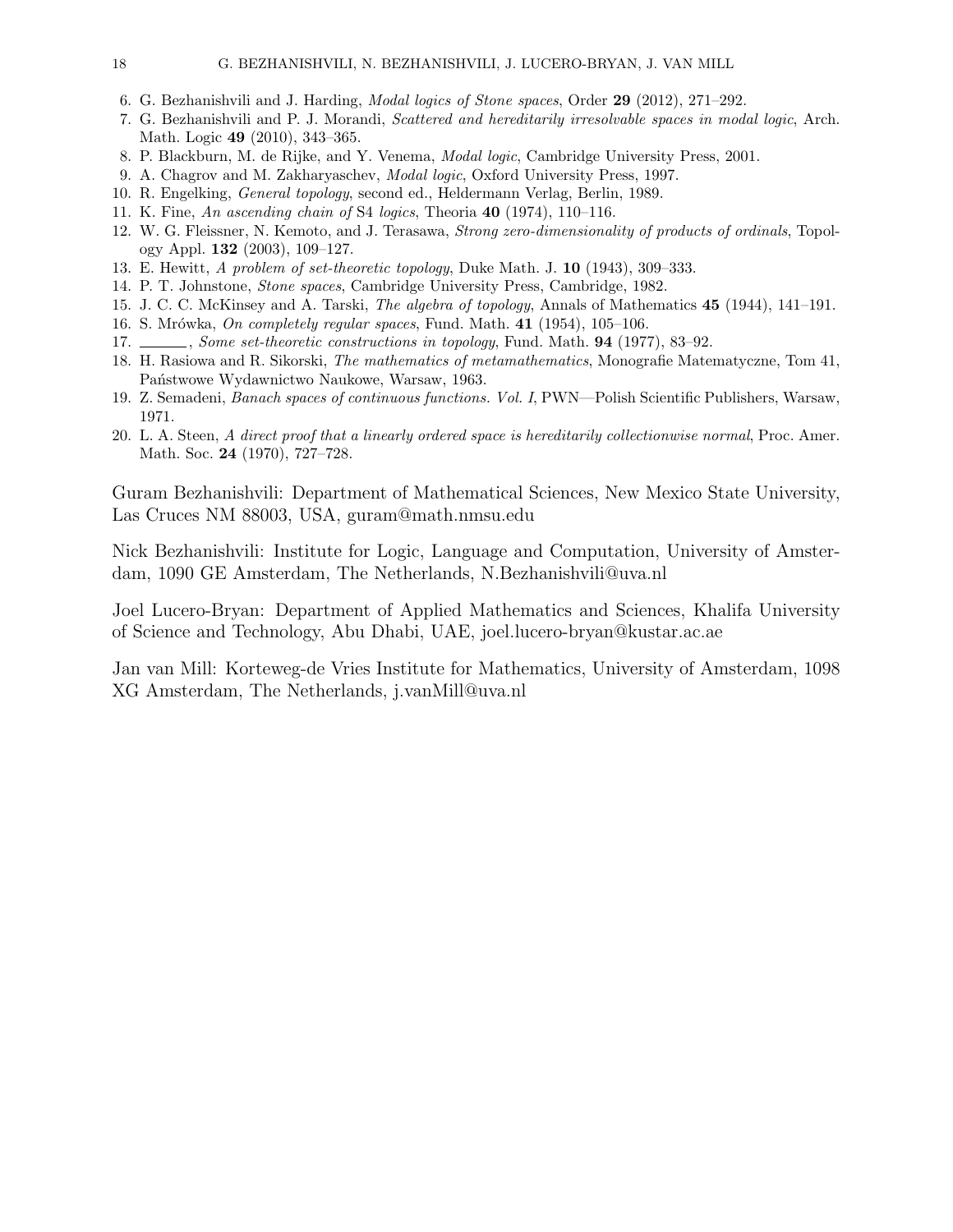6. G. Bezhanishvili and J. Harding, *Modal logics of Stone spaces*, Order **29** (2012), 271–292.
7. G. Bezhanishvili and P. J. Morandi, *Scattered and hereditarily irresolvable spaces in modal logic*, Arch. Math. Logic **49** (2010), 343–365.
8. P. Blackburn, M. de Rijke, and Y. Venema, *Modal logic*, Cambridge University Press, 2001.
9. A. Chagrov and M. Zakharyaschev, *Modal logic*, Oxford University Press, 1997.
10. R. Engelking, *General topology*, second ed., Heldermann Verlag, Berlin, 1989.
11. K. Fine, *An ascending chain of* S4 *logics*, Theoria **40** (1974), 110–116.
12. W. G. Fleissner, N. Kemoto, and J. Terasawa, *Strong zero-dimensionality of products of ordinals*, Topology Appl. **132** (2003), 109–127.
13. E. Hewitt, *A problem of set-theoretic topology*, Duke Math. J. **10** (1943), 309–333.
14. P. T. Johnstone, *Stone spaces*, Cambridge University Press, Cambridge, 1982.
15. J. C. C. McKinsey and A. Tarski, *The algebra of topology*, Annals of Mathematics **45** (1944), 141–191.
16. S. Mrówka, *On completely regular spaces*, Fund. Math. **41** (1954), 105–106.
17. ______, *Some set-theoretic constructions in topology*, Fund. Math. **94** (1977), 83–92.
18. H. Rasiowa and R. Sikorski, *The mathematics of metamathematics*, Monografie Matematyczne, Tom 41, Państwowe Wydawnictwo Naukowe, Warsaw, 1963.
19. Z. Semadeni, *Banach spaces of continuous functions. Vol. I*, PWN—Polish Scientific Publishers, Warsaw, 1971.
20. L. A. Steen, *A direct proof that a linearly ordered space is hereditarily collectionwise normal*, Proc. Amer. Math. Soc. **24** (1970), 727–728.

Guram Bezhanishvili: Department of Mathematical Sciences, New Mexico State University, Las Cruces NM 88003, USA, guram@math.nmsu.edu

Nick Bezhanishvili: Institute for Logic, Language and Computation, University of Amsterdam, 1090 GE Amsterdam, The Netherlands, N.Bezhanishvili@uva.nl

Joel Lucero-Bryan: Department of Applied Mathematics and Sciences, Khalifa University of Science and Technology, Abu Dhabi, UAE, joel.lucero-bryan@kustar.ac.ae

Jan van Mill: Korteweg-de Vries Institute for Mathematics, University of Amsterdam, 1098 XG Amsterdam, The Netherlands, j.vanMill@uva.nl